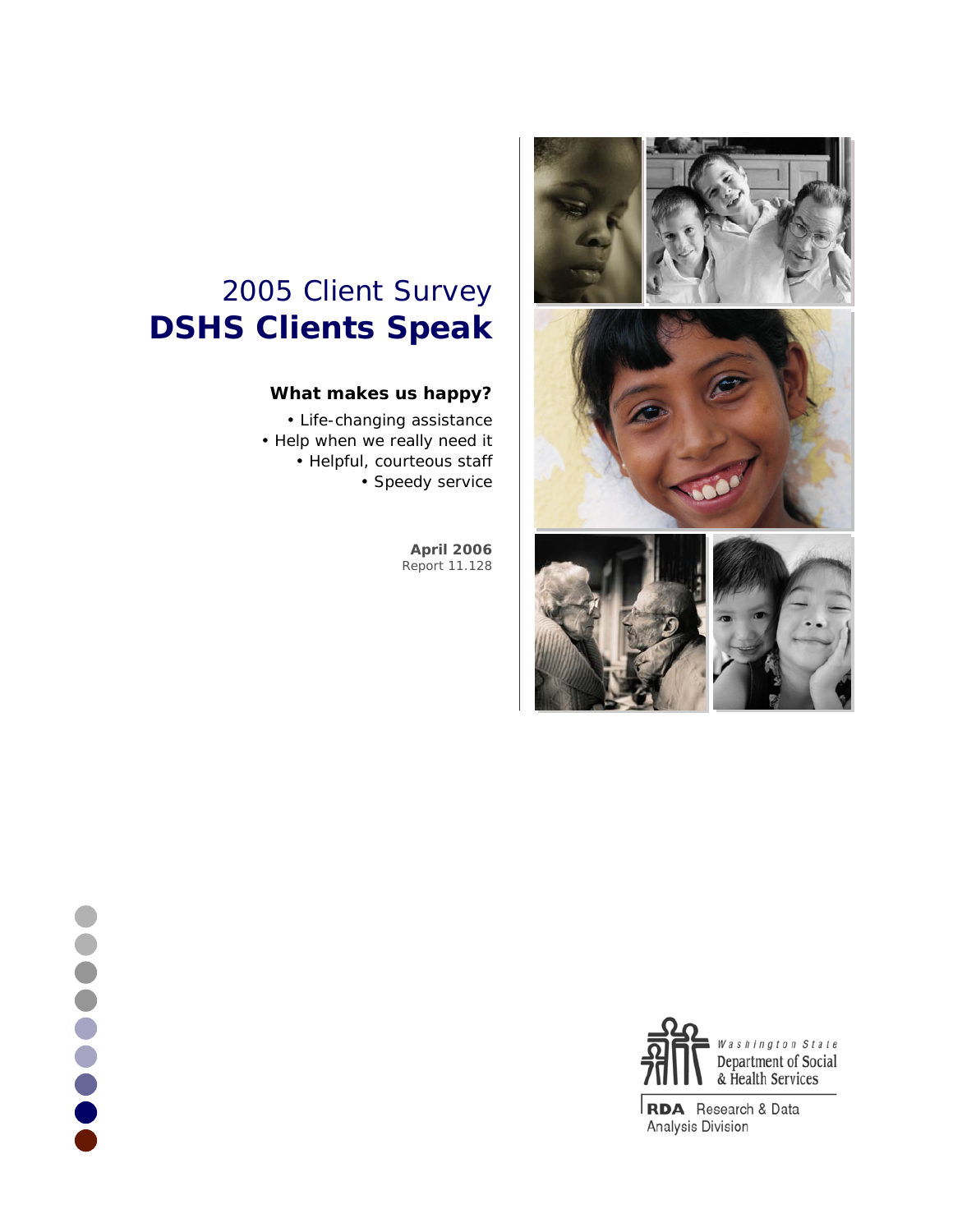# 2005 Client Survey
# **DSHS Clients Speak**

**What makes us happy?**

- Life-changing assistance
- Help when we really need it
- Helpful, courteous staff
- Speedy service

**April 2006**
Report 11.128

Washington State Department of Social & Health Services

**RDA** Research & Data Analysis Division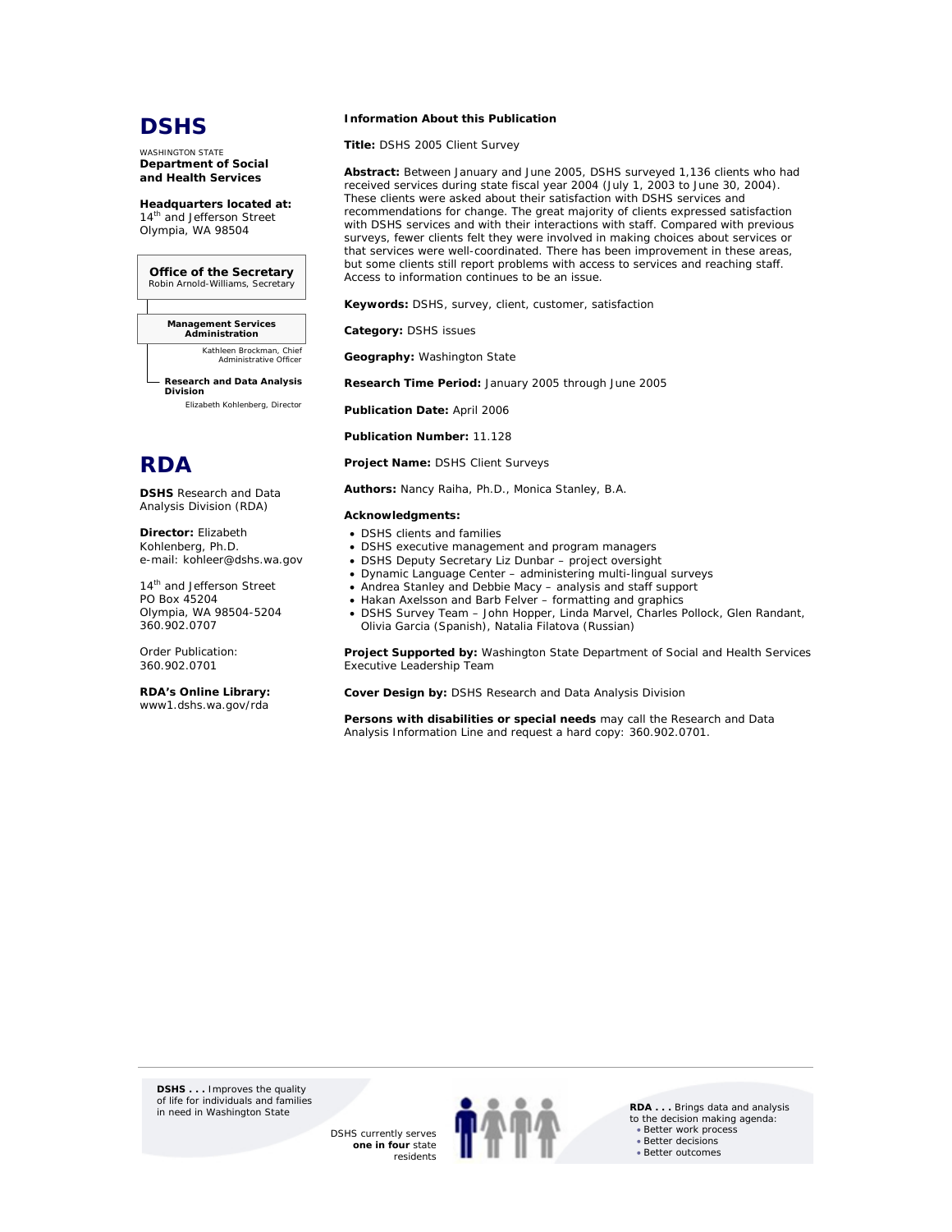# DSHS

WASHINGTON STATE
**Department of Social and Health Services**

**Headquarters located at:**
14th and Jefferson Street
Olympia, WA 98504

**Office of the Secretary**
Robin Arnold-Williams, Secretary

**Management Services Administration**
Kathleen Brockman, Chief Administrative Officer

**Research and Data Analysis Division**
Elizabeth Kohlenberg, Director

# RDA

**DSHS** Research and Data Analysis Division (RDA)

**Director:** Elizabeth Kohlenberg, Ph.D.
e-mail: kohleer@dshs.wa.gov

14th and Jefferson Street
PO Box 45204
Olympia, WA 98504-5204
360.902.0707

Order Publication:
360.902.0701

**RDA's Online Library:**
www1.dshs.wa.gov/rda

**Information About this Publication**

**Title:** DSHS 2005 Client Survey

**Abstract:** Between January and June 2005, DSHS surveyed 1,136 clients who had received services during state fiscal year 2004 (July 1, 2003 to June 30, 2004). These clients were asked about their satisfaction with DSHS services and recommendations for change. The great majority of clients expressed satisfaction with DSHS services and with their interactions with staff. Compared with previous surveys, fewer clients felt they were involved in making choices about services or that services were well-coordinated. There has been improvement in these areas, but some clients still report problems with access to services and reaching staff. Access to information continues to be an issue.

**Keywords:** DSHS, survey, client, customer, satisfaction

**Category:** DSHS issues

**Geography:** Washington State

**Research Time Period:** January 2005 through June 2005

**Publication Date:** April 2006

**Publication Number:** 11.128

**Project Name:** DSHS Client Surveys

**Authors:** Nancy Raiha, Ph.D., Monica Stanley, B.A.

**Acknowledgments:**

- DSHS clients and families
- DSHS executive management and program managers
- DSHS Deputy Secretary Liz Dunbar – project oversight
- Dynamic Language Center – administering multi-lingual surveys
- Andrea Stanley and Debbie Macy – analysis and staff support
- Hakan Axelsson and Barb Felver – formatting and graphics
- DSHS Survey Team – John Hopper, Linda Marvel, Charles Pollock, Glen Randant, Olivia Garcia (Spanish), Natalia Filatova (Russian)

**Project Supported by:** Washington State Department of Social and Health Services Executive Leadership Team

**Cover Design by:** DSHS Research and Data Analysis Division

**Persons with disabilities or special needs** may call the Research and Data Analysis Information Line and request a hard copy: 360.902.0701.

**DSHS . . .** Improves the quality of life for individuals and families in need in Washington State

DSHS currently serves **one in four** state residents

**RDA . . .** Brings data and analysis to the decision making agenda:
- Better work process
- Better decisions
- Better outcomes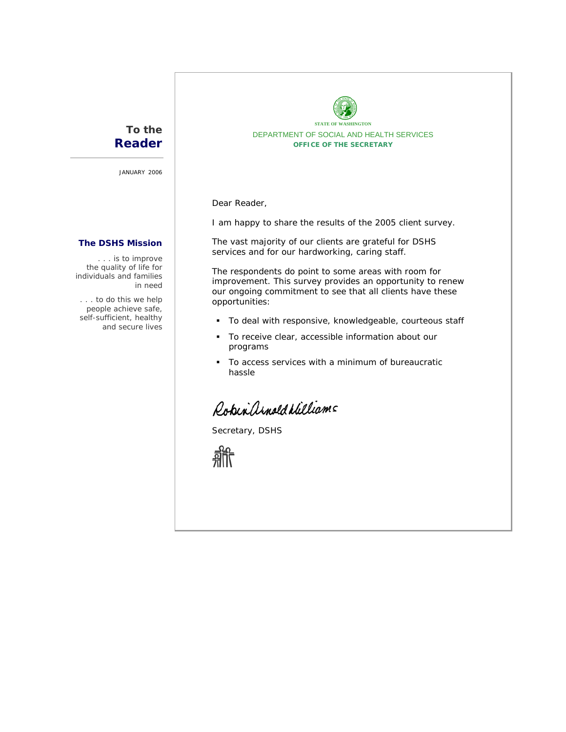# To the Reader

JANUARY 2006

## The DSHS Mission

. . . is to improve the quality of life for individuals and families in need

. . . to do this we help people achieve safe, self-sufficient, healthy and secure lives

STATE OF WASHINGTON

DEPARTMENT OF SOCIAL AND HEALTH SERVICES

**OFFICE OF THE SECRETARY**

Dear Reader,

I am happy to share the results of the 2005 client survey.

The vast majority of our clients are grateful for DSHS services and for our hardworking, caring staff.

The respondents do point to some areas with room for improvement. This survey provides an opportunity to renew our ongoing commitment to see that all clients have these opportunities:

- To deal with responsive, knowledgeable, courteous staff
- To receive clear, accessible information about our programs
- To access services with a minimum of bureaucratic hassle

Robin Arnold Williams

Secretary, DSHS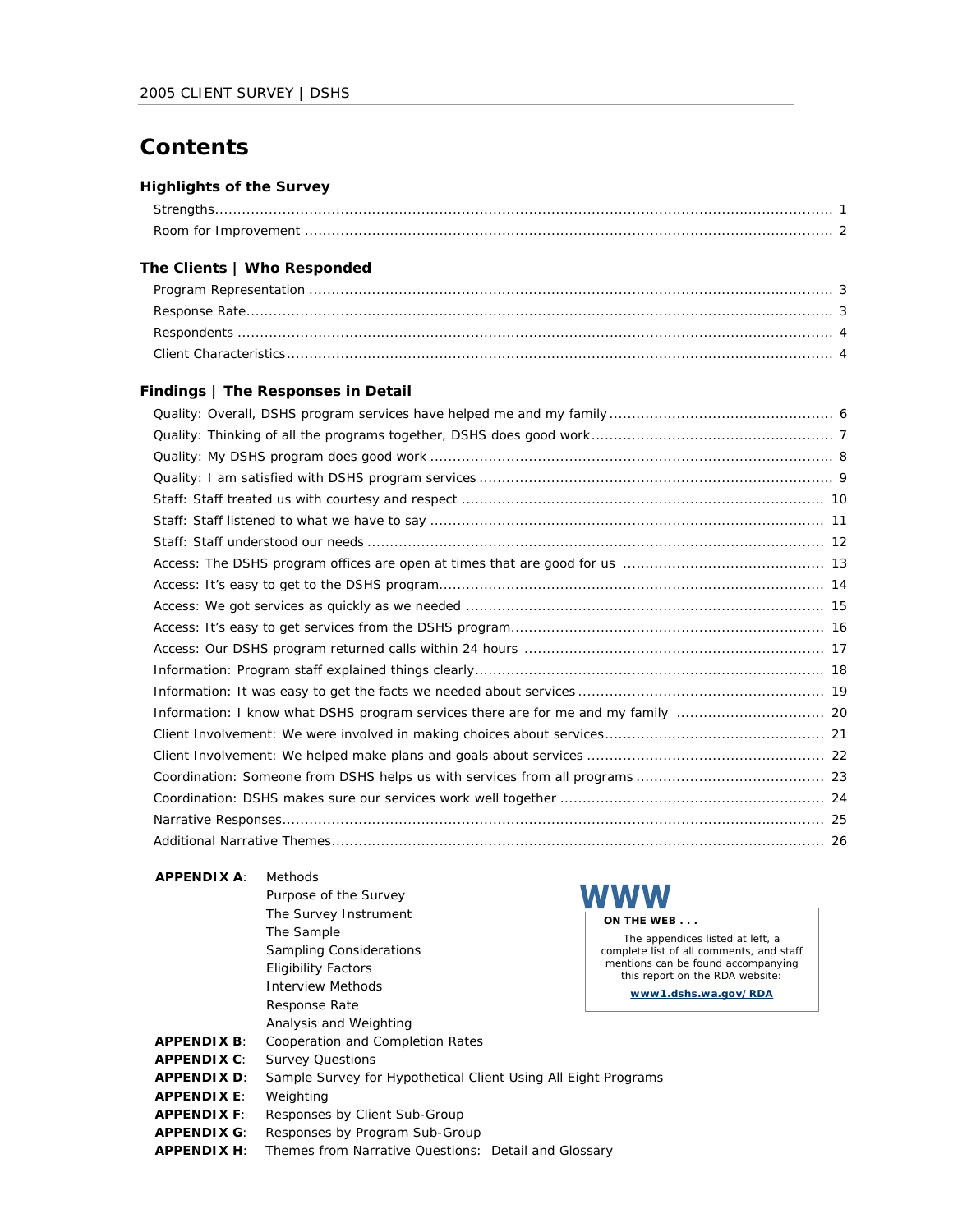# Contents

### Highlights of the Survey

- Strengths ..... 1
- Room for Improvement ..... 2

### The Clients | Who Responded

- Program Representation ..... 3
- Response Rate ..... 3
- Respondents ..... 4
- Client Characteristics ..... 4

### Findings | The Responses in Detail

- Quality: Overall, DSHS program services have helped me and my family ..... 6
- Quality: Thinking of all the programs together, DSHS does good work ..... 7
- Quality: My DSHS program does good work ..... 8
- Quality: I am satisfied with DSHS program services ..... 9
- Staff: Staff treated us with courtesy and respect ..... 10
- Staff: Staff listened to what we have to say ..... 11
- Staff: Staff understood our needs ..... 12
- Access: The DSHS program offices are open at times that are good for us ..... 13
- Access: It's easy to get to the DSHS program ..... 14
- Access: We got services as quickly as we needed ..... 15
- Access: It's easy to get services from the DSHS program ..... 16
- Access: Our DSHS program returned calls within 24 hours ..... 17
- Information: Program staff explained things clearly ..... 18
- Information: It was easy to get the facts we needed about services ..... 19
- Information: I know what DSHS program services there are for me and my family ..... 20
- Client Involvement: We were involved in making choices about services ..... 21
- Client Involvement: We helped make plans and goals about services ..... 22
- Coordination: Someone from DSHS helps us with services from all programs ..... 23
- Coordination: DSHS makes sure our services work well together ..... 24
- Narrative Responses ..... 25
- Additional Narrative Themes ..... 26

**APPENDIX A**: Methods
- Purpose of the Survey
- The Survey Instrument
- The Sample
- Sampling Considerations
- Eligibility Factors
- Interview Methods
- Response Rate
- Analysis and Weighting

**APPENDIX B**: Cooperation and Completion Rates

**APPENDIX C**: Survey Questions

**APPENDIX D**: Sample Survey for Hypothetical Client Using All Eight Programs

**APPENDIX E**: Weighting

**APPENDIX F**: Responses by Client Sub-Group

**APPENDIX G**: Responses by Program Sub-Group

**APPENDIX H**: Themes from Narrative Questions: Detail and Glossary

**WWW**

**ON THE WEB . . .**

The appendices listed at left, a complete list of all comments, and staff mentions can be found accompanying this report on the RDA website:

**www1.dshs.wa.gov/RDA**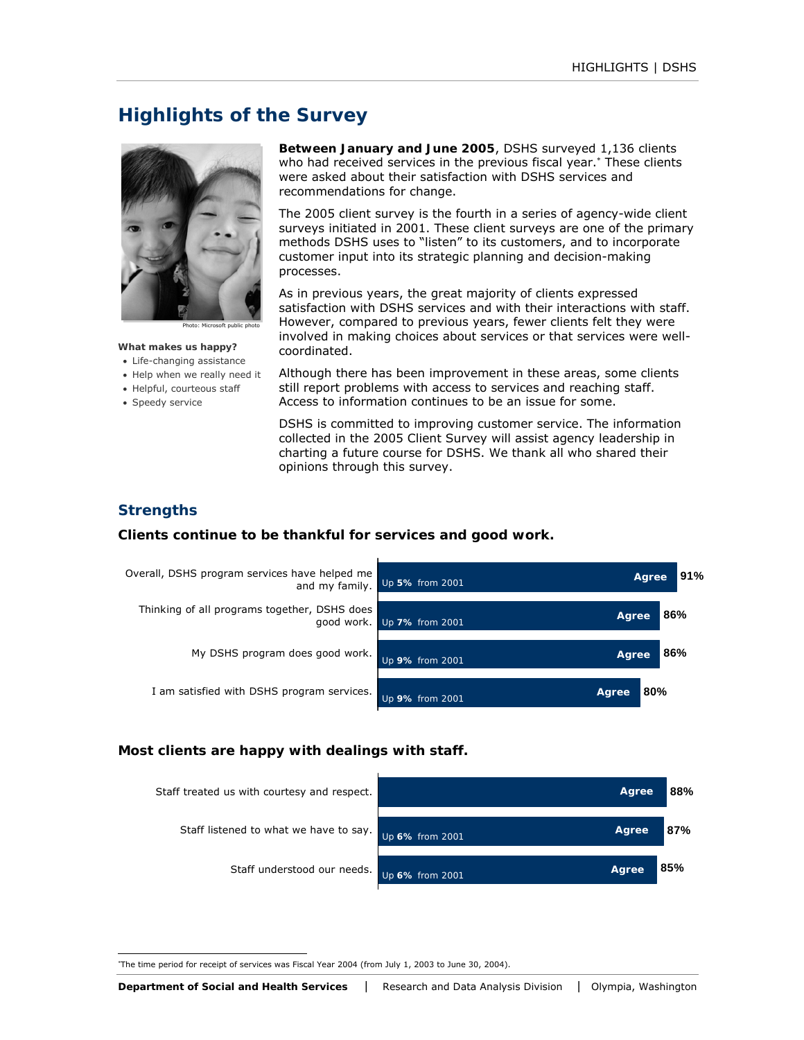# Highlights of the Survey

Photo: Microsoft public photo

**What makes us happy?**

- Life-changing assistance
- Help when we really need it
- Helpful, courteous staff
- Speedy service

**Between January and June 2005**, DSHS surveyed 1,136 clients who had received services in the previous fiscal year.* These clients were asked about their satisfaction with DSHS services and recommendations for change.

The 2005 client survey is the fourth in a series of agency-wide client surveys initiated in 2001. These client surveys are one of the primary methods DSHS uses to "listen" to its customers, and to incorporate customer input into its strategic planning and decision-making processes.

As in previous years, the great majority of clients expressed satisfaction with DSHS services and with their interactions with staff. However, compared to previous years, fewer clients felt they were involved in making choices about services or that services were well-coordinated.

Although there has been improvement in these areas, some clients still report problems with access to services and reaching staff. Access to information continues to be an issue for some.

DSHS is committed to improving customer service. The information collected in the 2005 Client Survey will assist agency leadership in charting a future course for DSHS. We thank all who shared their opinions through this survey.

## Strengths

### Clients continue to be thankful for services and good work.

| Statement | Change | Agree |
|---|---|---|
| Overall, DSHS program services have helped me and my family. | Up **5%** from 2001 | 91% |
| Thinking of all programs together, DSHS does good work. | Up **7%** from 2001 | 86% |
| My DSHS program does good work. | Up **9%** from 2001 | 86% |
| I am satisfied with DSHS program services. | Up **9%** from 2001 | 80% |

### Most clients are happy with dealings with staff.

| Statement | Change | Agree |
|---|---|---|
| Staff treated us with courtesy and respect. | | 88% |
| Staff listened to what we have to say. | Up **6%** from 2001 | 87% |
| Staff understood our needs. | Up **6%** from 2001 | 85% |

*The time period for receipt of services was Fiscal Year 2004 (from July 1, 2003 to June 30, 2004).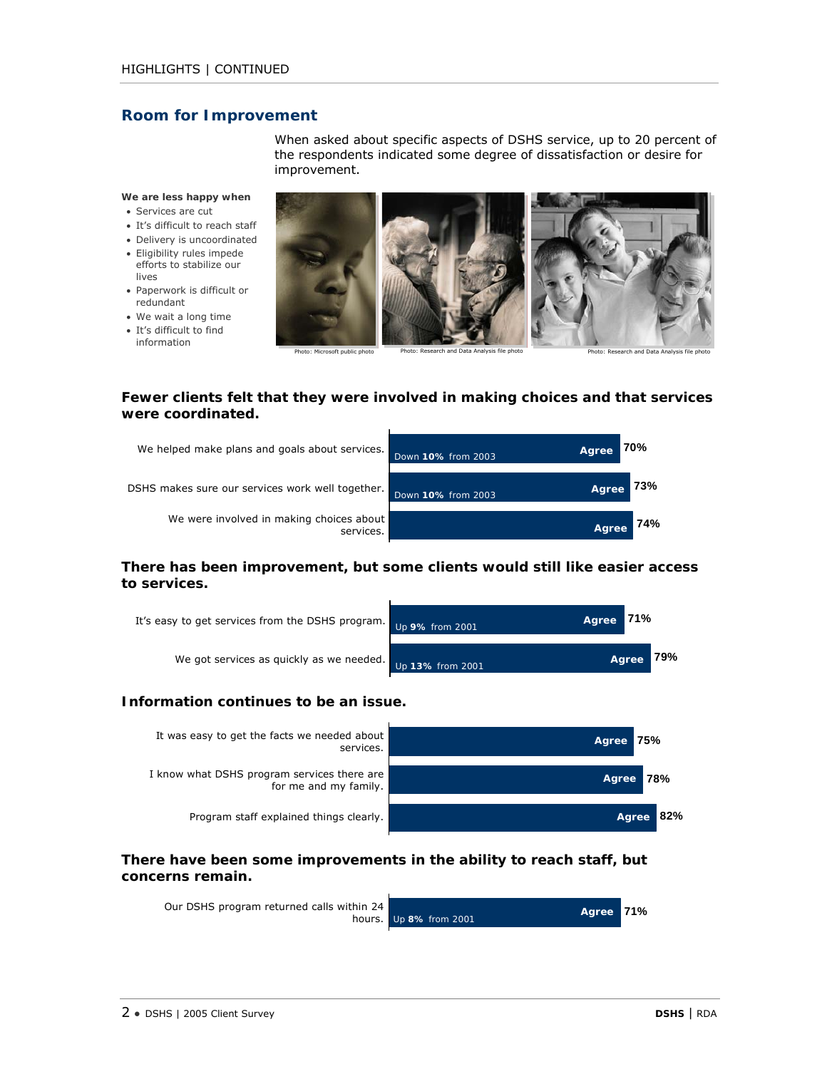## Room for Improvement

When asked about specific aspects of DSHS service, up to 20 percent of the respondents indicated some degree of dissatisfaction or desire for improvement.

**We are less happy when**

- Services are cut
- It's difficult to reach staff
- Delivery is uncoordinated
- Eligibility rules impede efforts to stabilize our lives
- Paperwork is difficult or redundant
- We wait a long time
- It's difficult to find information

Photo: Microsoft public photo

Photo: Research and Data Analysis file photo

Photo: Research and Data Analysis file photo

### Fewer clients felt that they were involved in making choices and that services were coordinated.

| Statement | Change | Agree |
|---|---|---|
| We helped make plans and goals about services. | Down **10%** from 2003 | 70% |
| DSHS makes sure our services work well together. | Down **10%** from 2003 | 73% |
| We were involved in making choices about services. | | 74% |

### There has been improvement, but some clients would still like easier access to services.

| Statement | Change | Agree |
|---|---|---|
| It's easy to get services from the DSHS program. | Up **9%** from 2001 | 71% |
| We got services as quickly as we needed. | Up **13%** from 2001 | 79% |

### Information continues to be an issue.

| Statement | Agree |
|---|---|
| It was easy to get the facts we needed about services. | 75% |
| I know what DSHS program services there are for me and my family. | 78% |
| Program staff explained things clearly. | 82% |

### There have been some improvements in the ability to reach staff, but concerns remain.

| Statement | Change | Agree |
|---|---|---|
| Our DSHS program returned calls within 24 hours. | Up **8%** from 2001 | 71% |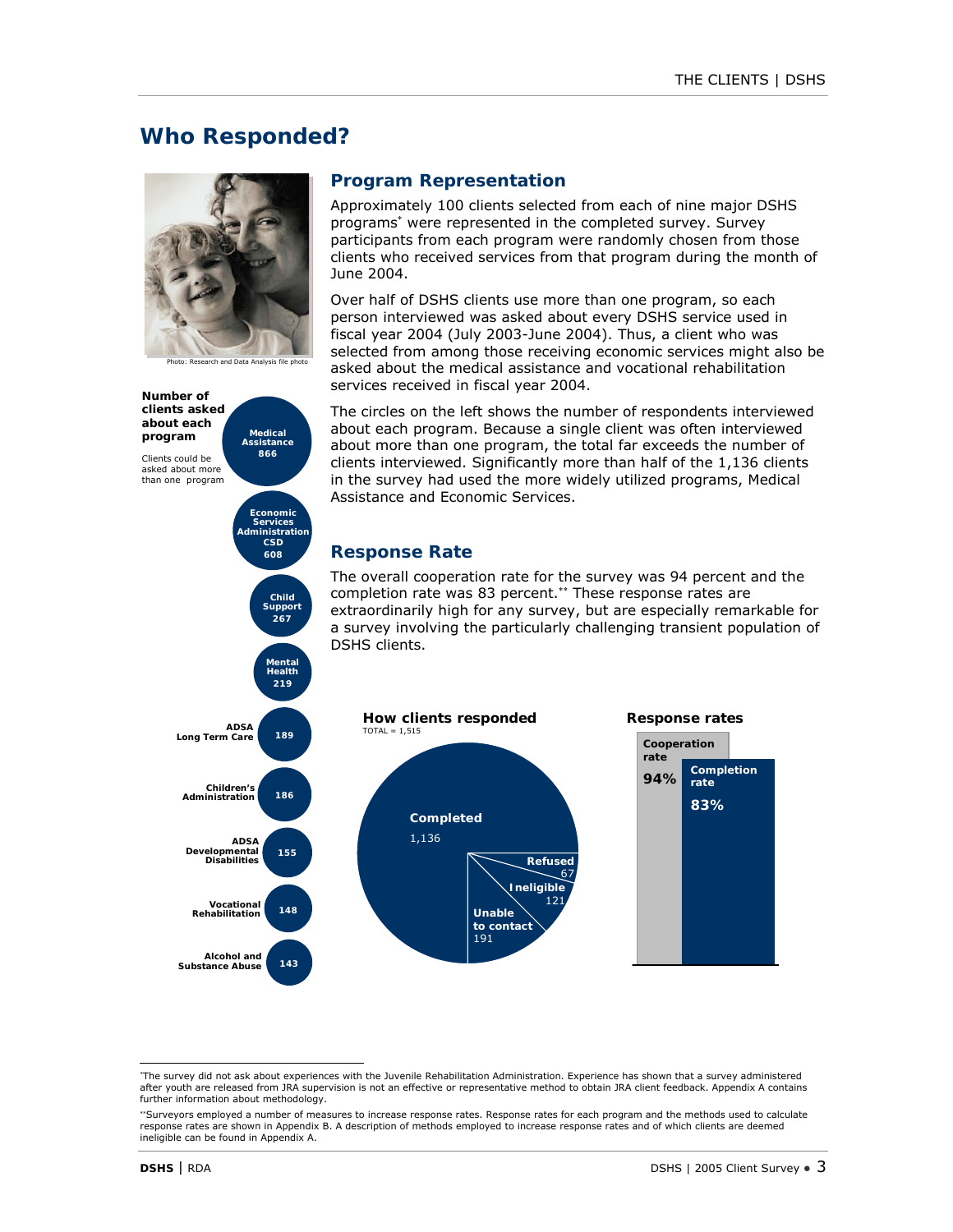# Who Responded?

Photo: Research and Data Analysis file photo

**Number of clients asked about each program**

Clients could be asked about more than one program

| Program | Number |
|---|---|
| Medical Assistance | 866 |
| Economic Services Administration CSD | 608 |
| Child Support | 267 |
| Mental Health | 219 |
| ADSA Long Term Care | 189 |
| Children's Administration | 186 |
| ADSA Developmental Disabilities | 155 |
| Vocational Rehabilitation | 148 |
| Alcohol and Substance Abuse | 143 |

## Program Representation

Approximately 100 clients selected from each of nine major DSHS programs* were represented in the completed survey. Survey participants from each program were randomly chosen from those clients who received services from that program during the month of June 2004.

Over half of DSHS clients use more than one program, so each person interviewed was asked about every DSHS service used in fiscal year 2004 (July 2003-June 2004). Thus, a client who was selected from among those receiving economic services might also be asked about the medical assistance and vocational rehabilitation services received in fiscal year 2004.

The circles on the left shows the number of respondents interviewed about each program. Because a single client was often interviewed about more than one program, the total far exceeds the number of clients interviewed. Significantly more than half of the 1,136 clients in the survey had used the more widely utilized programs, Medical Assistance and Economic Services.

## Response Rate

The overall cooperation rate for the survey was 94 percent and the completion rate was 83 percent.** These response rates are extraordinarily high for any survey, but are especially remarkable for a survey involving the particularly challenging transient population of DSHS clients.

**How clients responded**
TOTAL = 1,515

| Response | Number |
|---|---|
| Completed | 1,136 |
| Refused | 67 |
| Ineligible | 121 |
| Unable to contact | 191 |

**Response rates**

| Cooperation rate | Completion rate |
|---|---|
| 94% | 83% |

*The survey did not ask about experiences with the Juvenile Rehabilitation Administration. Experience has shown that a survey administered after youth are released from JRA supervision is not an effective or representative method to obtain JRA client feedback. Appendix A contains further information about methodology.

**Surveyors employed a number of measures to increase response rates. Response rates for each program and the methods used to calculate response rates are shown in Appendix B. A description of methods employed to increase response rates and of which clients are deemed ineligible can be found in Appendix A.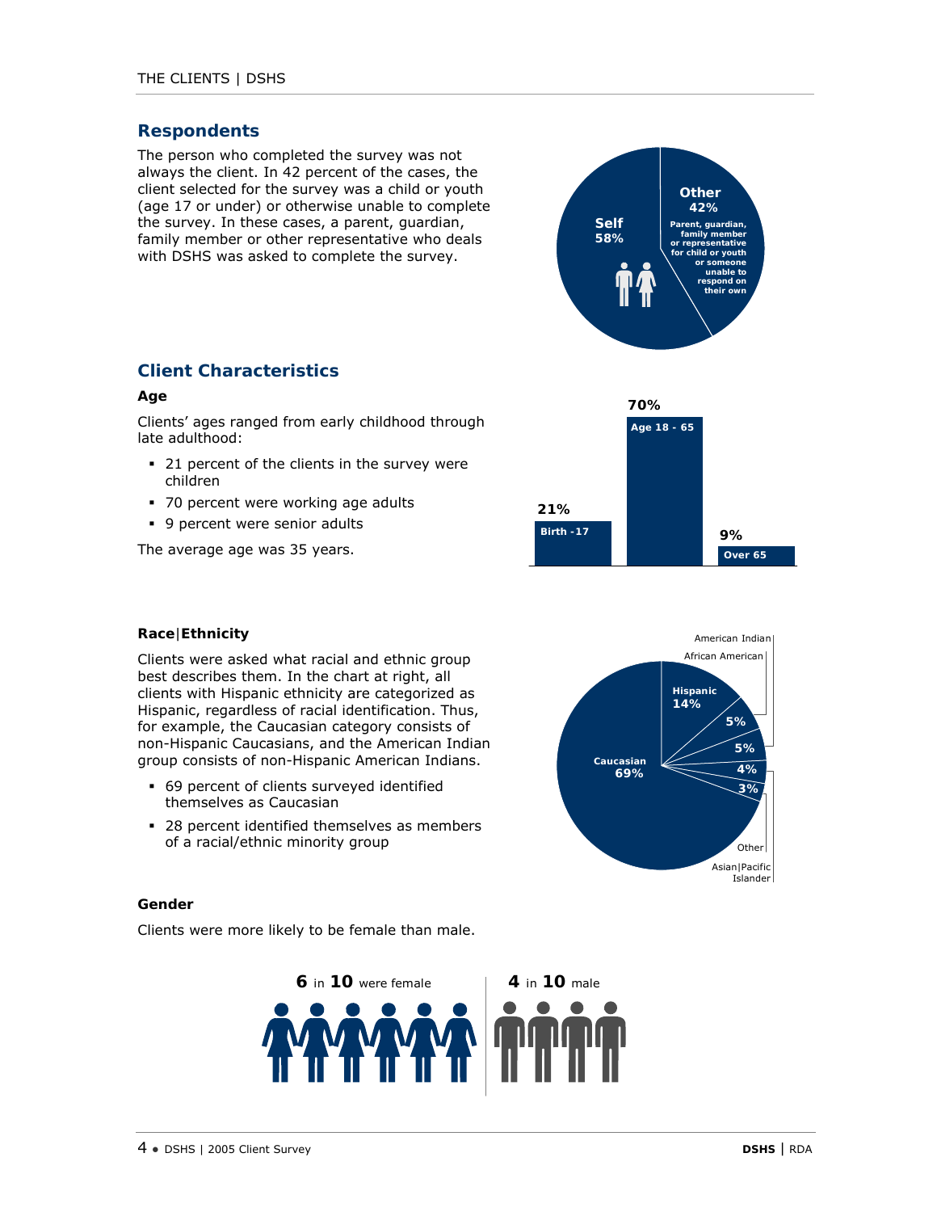## Respondents

The person who completed the survey was not always the client. In 42 percent of the cases, the client selected for the survey was a child or youth (age 17 or under) or otherwise unable to complete the survey. In these cases, a parent, guardian, family member or other representative who deals with DSHS was asked to complete the survey.

Self 58%

Other 42% Parent, guardian, family member or representative for child or youth or someone unable to respond on their own

## Client Characteristics

### Age

Clients' ages ranged from early childhood through late adulthood:

- 21 percent of the clients in the survey were children
- 70 percent were working age adults
- 9 percent were senior adults

The average age was 35 years.

| Birth -17 | Age 18 - 65 | Over 65 |
|---|---|---|
| 21% | 70% | 9% |

### Race|Ethnicity

Clients were asked what racial and ethnic group best describes them. In the chart at right, all clients with Hispanic ethnicity are categorized as Hispanic, regardless of racial identification. Thus, for example, the Caucasian category consists of non-Hispanic Caucasians, and the American Indian group consists of non-Hispanic American Indians.

- 69 percent of clients surveyed identified themselves as Caucasian
- 28 percent identified themselves as members of a racial/ethnic minority group

| Caucasian | Hispanic | African American | American Indian | Other | Asian\|Pacific Islander |
|---|---|---|---|---|---|
| 69% | 14% | 5% | 5% | 4% | 3% |

### Gender

Clients were more likely to be female than male.

**6** in **10** were female | **4** in **10** male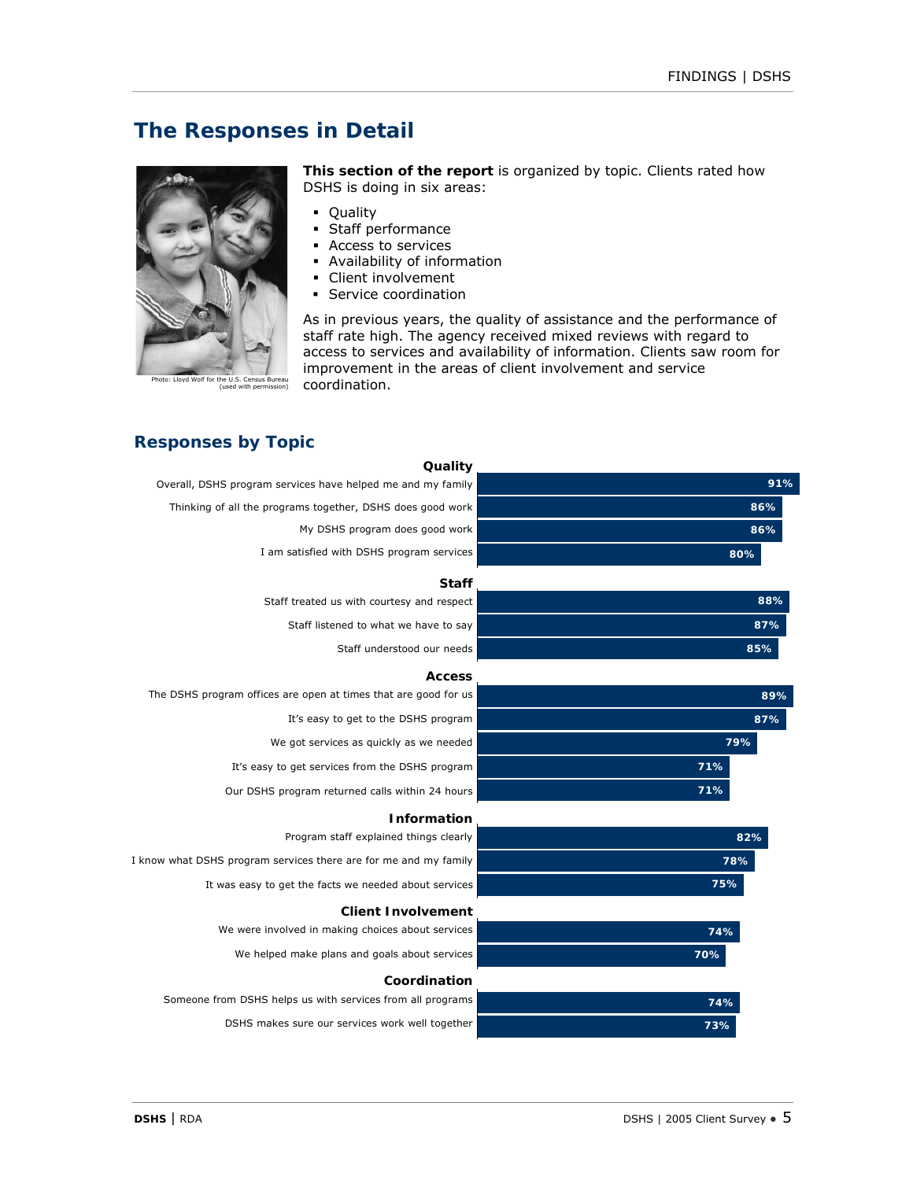## The Responses in Detail

Photo: Lloyd Wolf for the U.S. Census Bureau (used with permission)

**This section of the report** is organized by topic. Clients rated how DSHS is doing in six areas:

- Quality
- Staff performance
- Access to services
- Availability of information
- Client involvement
- Service coordination

As in previous years, the quality of assistance and the performance of staff rate high. The agency received mixed reviews with regard to access to services and availability of information. Clients saw room for improvement in the areas of client involvement and service coordination.

### Responses by Topic

| Topic / Item | Percent |
|---|---|
| **Quality** | |
| Overall, DSHS program services have helped me and my family | 91% |
| Thinking of all the programs together, DSHS does good work | 86% |
| My DSHS program does good work | 86% |
| I am satisfied with DSHS program services | 80% |
| **Staff** | |
| Staff treated us with courtesy and respect | 88% |
| Staff listened to what we have to say | 87% |
| Staff understood our needs | 85% |
| **Access** | |
| The DSHS program offices are open at times that are good for us | 89% |
| It's easy to get to the DSHS program | 87% |
| We got services as quickly as we needed | 79% |
| It's easy to get services from the DSHS program | 71% |
| Our DSHS program returned calls within 24 hours | 71% |
| **Information** | |
| Program staff explained things clearly | 82% |
| I know what DSHS program services there are for me and my family | 78% |
| It was easy to get the facts we needed about services | 75% |
| **Client Involvement** | |
| We were involved in making choices about services | 74% |
| We helped make plans and goals about services | 70% |
| **Coordination** | |
| Someone from DSHS helps us with services from all programs | 74% |
| DSHS makes sure our services work well together | 73% |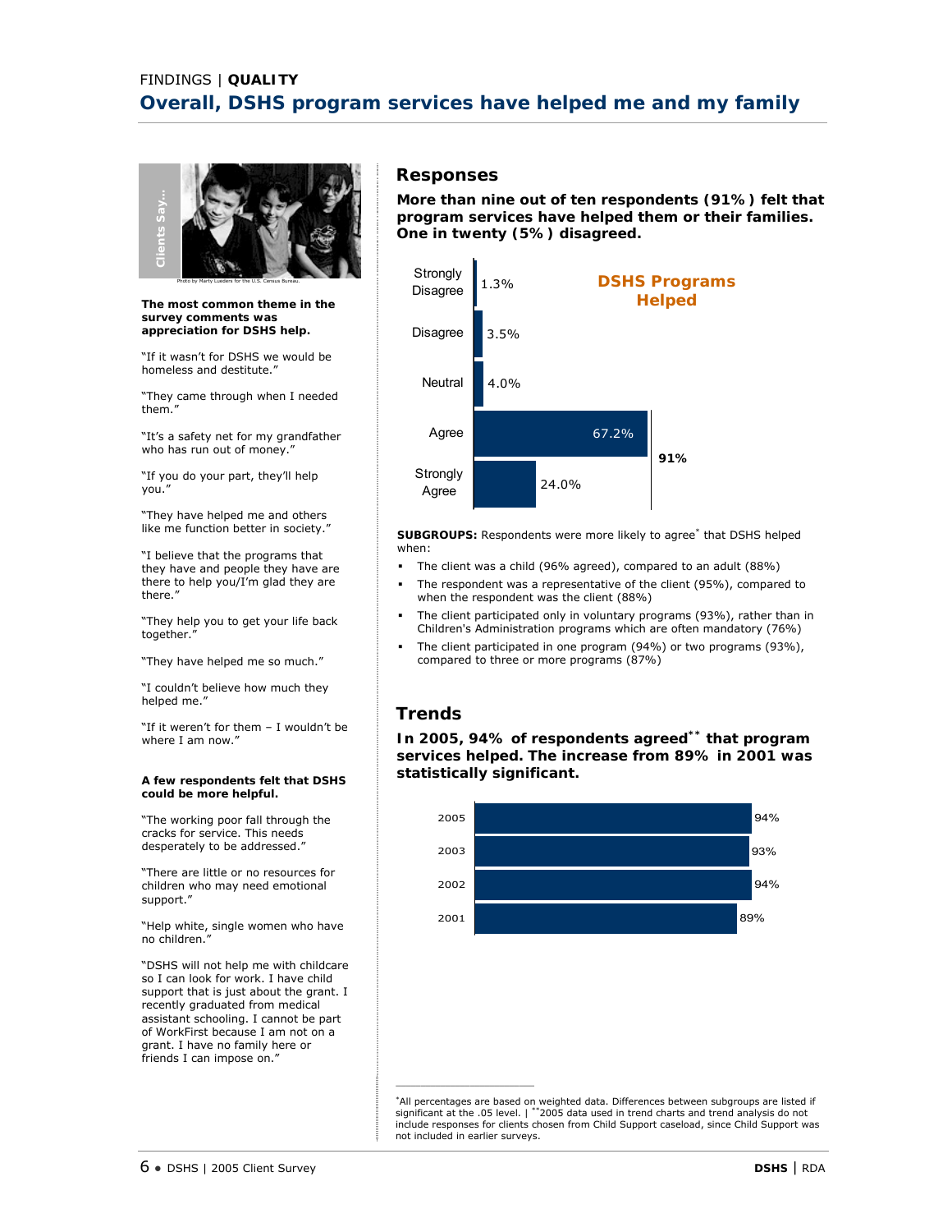FINDINGS | **QUALITY**

# Overall, DSHS program services have helped me and my family

Clients Say...

Photo by Marty Lueders for the U.S. Census Bureau.

**The most common theme in the survey comments was appreciation for DSHS help.**

"If it wasn't for DSHS we would be homeless and destitute."

"They came through when I needed them."

"It's a safety net for my grandfather who has run out of money."

"If you do your part, they'll help you."

"They have helped me and others like me function better in society."

"I believe that the programs that they have and people they have are there to help you/I'm glad they are there."

"They help you to get your life back together."

"They have helped me so much."

"I couldn't believe how much they helped me."

"If it weren't for them – I wouldn't be where I am now."

**A few respondents felt that DSHS could be more helpful.**

"The working poor fall through the cracks for service. This needs desperately to be addressed."

"There are little or no resources for children who may need emotional support."

"Help white, single women who have no children."

"DSHS will not help me with childcare so I can look for work. I have child support that is just about the grant. I recently graduated from medical assistant schooling. I cannot be part of WorkFirst because I am not on a grant. I have no family here or friends I can impose on."

## Responses

**More than nine out of ten respondents (91%) felt that program services have helped them or their families. One in twenty (5%) disagreed.**

**DSHS Programs Helped**

| Response | Percent |
|---|---|
| Strongly Disagree | 1.3% |
| Disagree | 3.5% |
| Neutral | 4.0% |
| Agree | 67.2% |
| Strongly Agree | 24.0% |

Agree + Strongly Agree: **91%**

**SUBGROUPS:** Respondents were more likely to agree* that DSHS helped when:

- The client was a child (96% agreed), compared to an adult (88%)
- The respondent was a representative of the client (95%), compared to when the respondent was the client (88%)
- The client participated only in voluntary programs (93%), rather than in Children's Administration programs which are often mandatory (76%)
- The client participated in one program (94%) or two programs (93%), compared to three or more programs (87%)

## Trends

**In 2005, 94% of respondents agreed** that program services helped. The increase from 89% in 2001 was statistically significant.**

| Year | Percent Agreed |
|---|---|
| 2005 | 94% |
| 2003 | 93% |
| 2002 | 94% |
| 2001 | 89% |

*All percentages are based on weighted data. Differences between subgroups are listed if significant at the .05 level. | **2005 data used in trend charts and trend analysis do not include responses for clients chosen from Child Support caseload, since Child Support was not included in earlier surveys.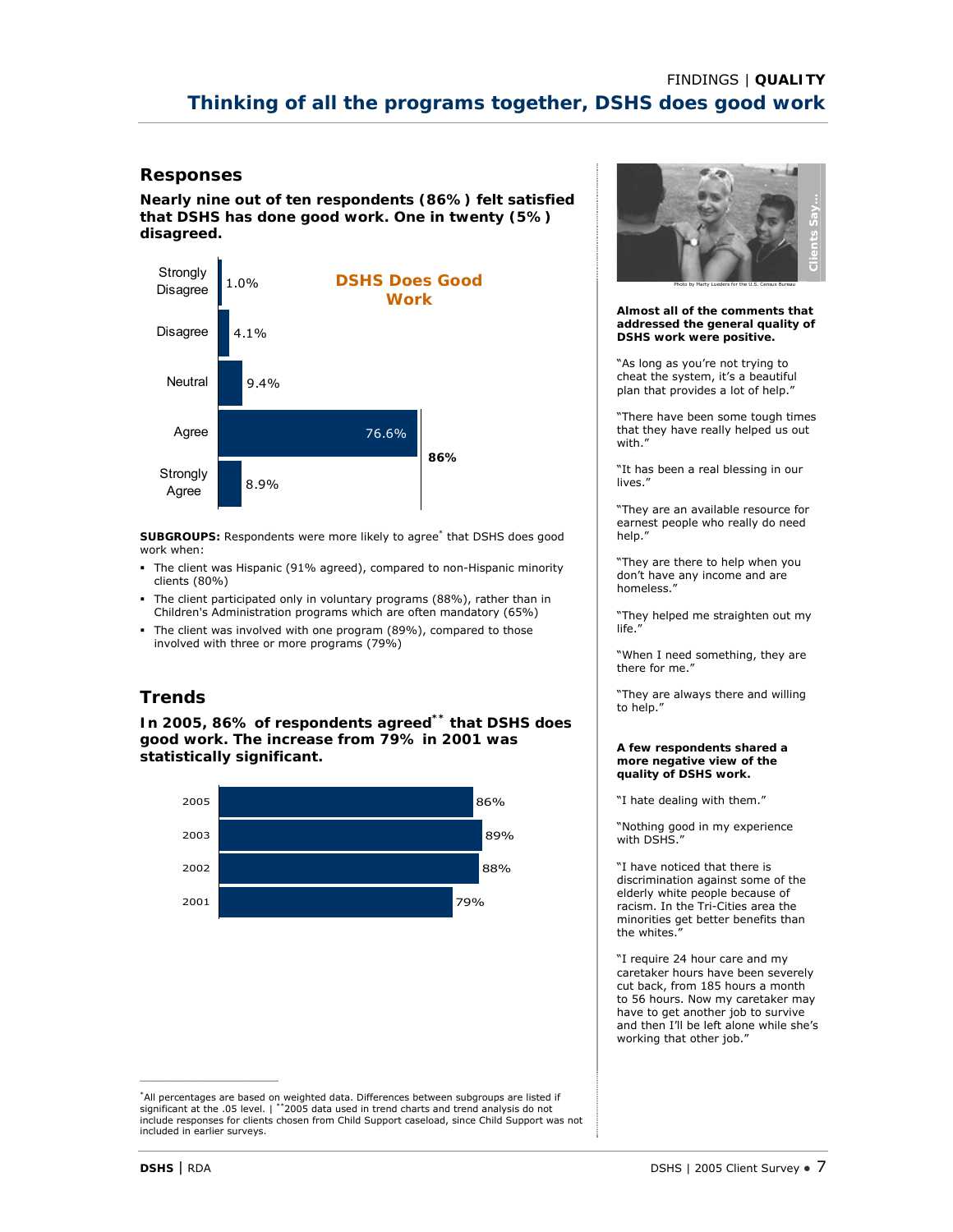FINDINGS | **QUALITY**

# Thinking of all the programs together, DSHS does good work

## Responses

**Nearly nine out of ten respondents (86%) felt satisfied that DSHS has done good work. One in twenty (5%) disagreed.**

**DSHS Does Good Work**

| Response | Percent |
|---|---|
| Strongly Disagree | 1.0% |
| Disagree | 4.1% |
| Neutral | 9.4% |
| Agree | 76.6% |
| Strongly Agree | 8.9% |

Agree + Strongly Agree: **86%**

**SUBGROUPS:** Respondents were more likely to agree* that DSHS does good work when:

- The client was Hispanic (91% agreed), compared to non-Hispanic minority clients (80%)
- The client participated only in voluntary programs (88%), rather than in Children's Administration programs which are often mandatory (65%)
- The client was involved with one program (89%), compared to those involved with three or more programs (79%)

## Trends

**In 2005, 86% of respondents agreed** that DSHS does good work. The increase from 79% in 2001 was statistically significant.**

| Year | Percent |
|---|---|
| 2005 | 86% |
| 2003 | 89% |
| 2002 | 88% |
| 2001 | 79% |

*All percentages are based on weighted data. Differences between subgroups are listed if significant at the .05 level. | **2005 data used in trend charts and trend analysis do not include responses for clients chosen from Child Support caseload, since Child Support was not included in earlier surveys.

Clients Say...

Photo by Marty Lueders for the U.S. Census Bureau

**Almost all of the comments that addressed the general quality of DSHS work were positive.**

"As long as you're not trying to cheat the system, it's a beautiful plan that provides a lot of help."

"There have been some tough times that they have really helped us out with."

"It has been a real blessing in our lives."

"They are an available resource for earnest people who really do need help."

"They are there to help when you don't have any income and are homeless."

"They helped me straighten out my life."

"When I need something, they are there for me."

"They are always there and willing to help."

**A few respondents shared a more negative view of the quality of DSHS work.**

"I hate dealing with them."

"Nothing good in my experience with DSHS."

"I have noticed that there is discrimination against some of the elderly white people because of racism. In the Tri-Cities area the minorities get better benefits than the whites."

"I require 24 hour care and my caretaker hours have been severely cut back, from 185 hours a month to 56 hours. Now my caretaker may have to get another job to survive and then I'll be left alone while she's working that other job."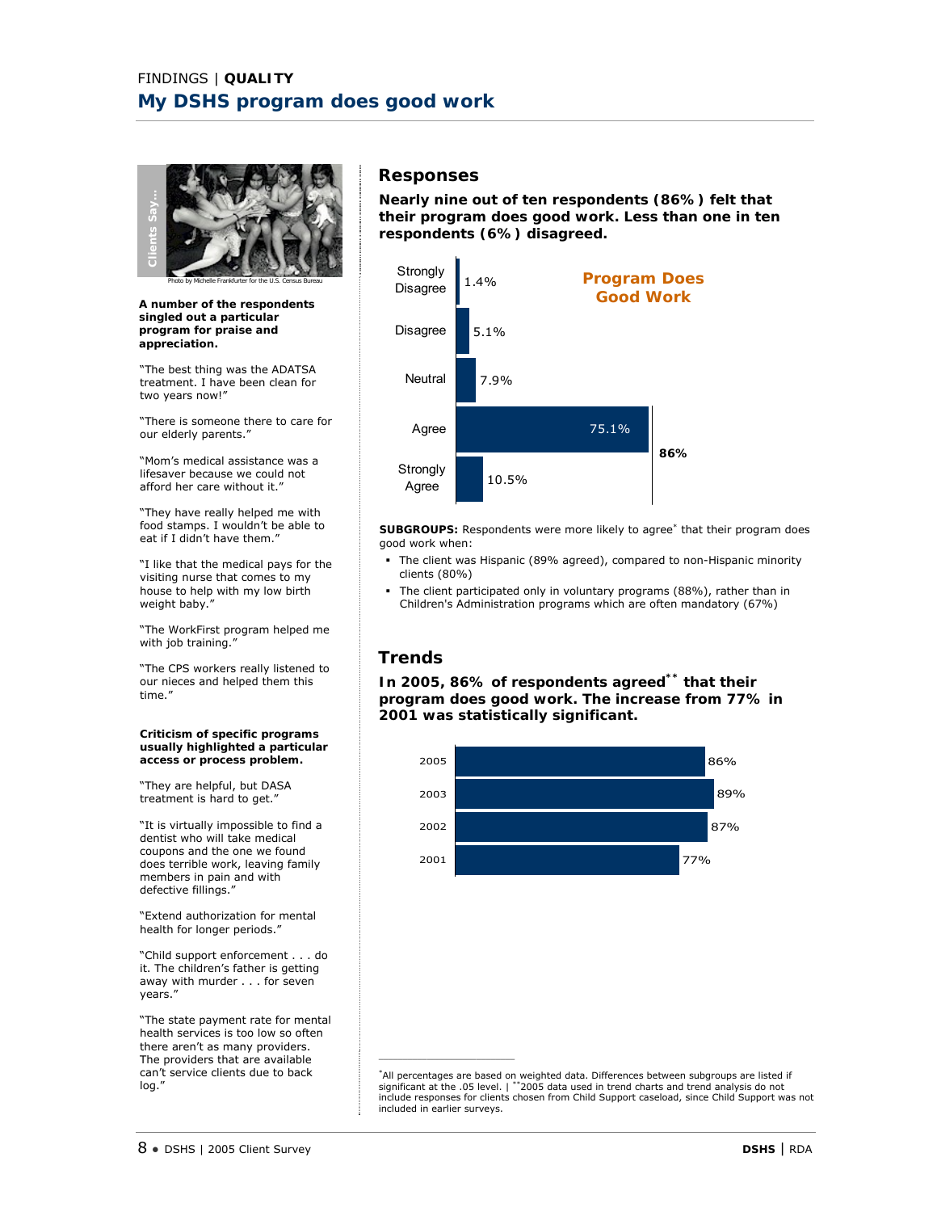FINDINGS | **QUALITY**

# My DSHS program does good work

Clients Say…

Photo by Michelle Frankfurter for the U.S. Census Bureau

**A number of the respondents singled out a particular program for praise and appreciation.**

"The best thing was the ADATSA treatment. I have been clean for two years now!"

"There is someone there to care for our elderly parents."

"Mom's medical assistance was a lifesaver because we could not afford her care without it."

"They have really helped me with food stamps. I wouldn't be able to eat if I didn't have them."

"I like that the medical pays for the visiting nurse that comes to my house to help with my low birth weight baby."

"The WorkFirst program helped me with job training."

"The CPS workers really listened to our nieces and helped them this time."

**Criticism of specific programs usually highlighted a particular access or process problem.**

"They are helpful, but DASA treatment is hard to get."

"It is virtually impossible to find a dentist who will take medical coupons and the one we found does terrible work, leaving family members in pain and with defective fillings."

"Extend authorization for mental health for longer periods."

"Child support enforcement . . . do it. The children's father is getting away with murder . . . for seven years."

"The state payment rate for mental health services is too low so often there aren't as many providers. The providers that are available can't service clients due to back log."

## Responses

**Nearly nine out of ten respondents (86%) felt that their program does good work. Less than one in ten respondents (6%) disagreed.**

**Program Does Good Work**

| Response | Percent |
|---|---|
| Strongly Disagree | 1.4% |
| Disagree | 5.1% |
| Neutral | 7.9% |
| Agree | 75.1% |
| Strongly Agree | 10.5% |

Agree + Strongly Agree: **86%**

**SUBGROUPS:** Respondents were more likely to agree* that their program does good work when:

- The client was Hispanic (89% agreed), compared to non-Hispanic minority clients (80%)
- The client participated only in voluntary programs (88%), rather than in Children's Administration programs which are often mandatory (67%)

## Trends

**In 2005, 86% of respondents agreed** **that their program does good work. The increase from 77% in 2001 was statistically significant.**

| Year | Percent |
|---|---|
| 2005 | 86% |
| 2003 | 89% |
| 2002 | 87% |
| 2001 | 77% |

*All percentages are based on weighted data. Differences between subgroups are listed if significant at the .05 level. | **2005 data used in trend charts and trend analysis do not include responses for clients chosen from Child Support caseload, since Child Support was not included in earlier surveys.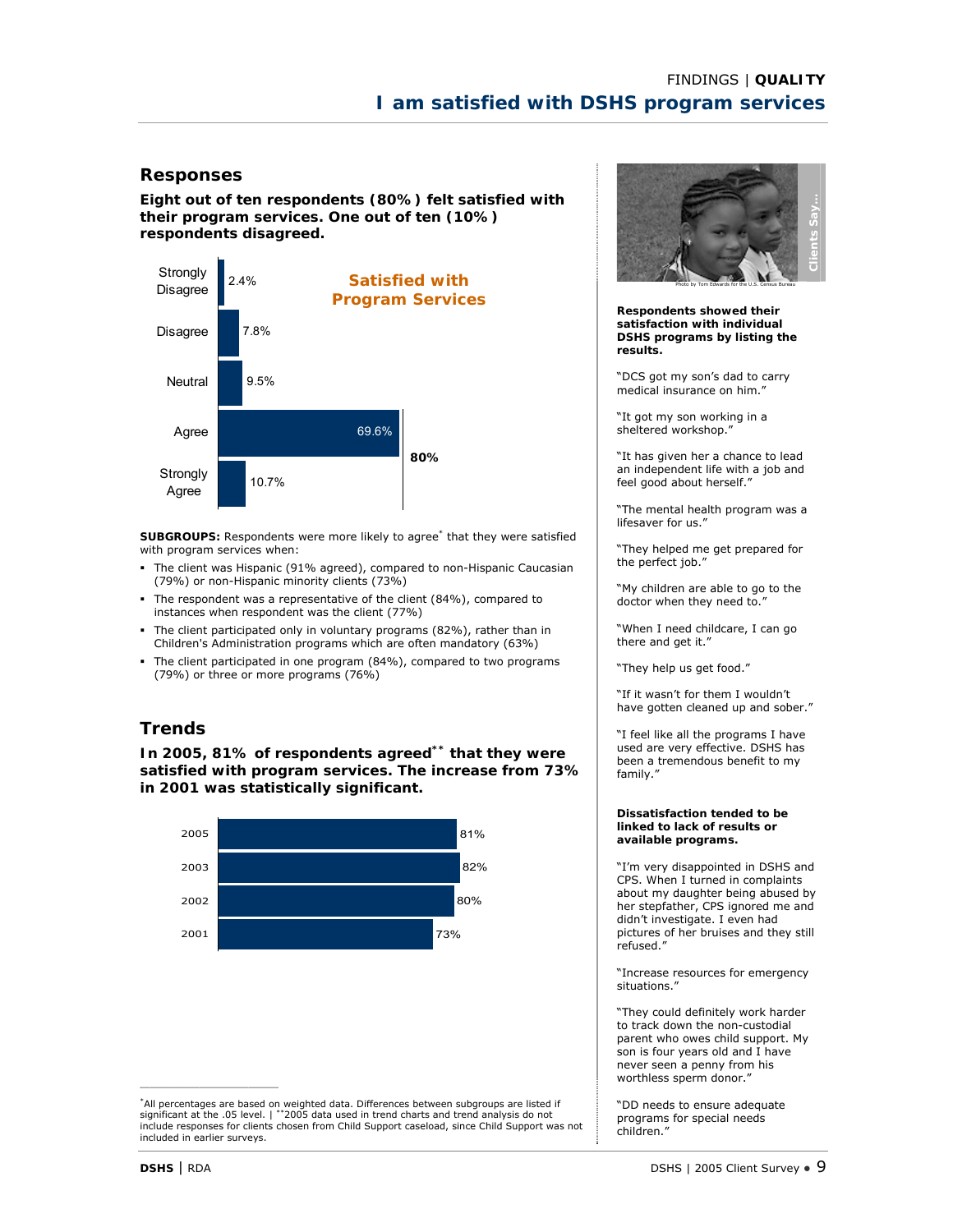FINDINGS | **QUALITY**

# I am satisfied with DSHS program services

## Responses

**Eight out of ten respondents (80%) felt satisfied with their program services. One out of ten (10%) respondents disagreed.**

**Satisfied with Program Services**

| Response | Percent |
| --- | --- |
| Strongly Disagree | 2.4% |
| Disagree | 7.8% |
| Neutral | 9.5% |
| Agree | 69.6% |
| Strongly Agree | 10.7% |

Agree + Strongly Agree: **80%**

**SUBGROUPS:** Respondents were more likely to agree* that they were satisfied with program services when:

- The client was Hispanic (91% agreed), compared to non-Hispanic Caucasian (79%) or non-Hispanic minority clients (73%)
- The respondent was a representative of the client (84%), compared to instances when respondent was the client (77%)
- The client participated only in voluntary programs (82%), rather than in Children's Administration programs which are often mandatory (63%)
- The client participated in one program (84%), compared to two programs (79%) or three or more programs (76%)

## Trends

**In 2005, 81% of respondents agreed** that they were satisfied with program services. The increase from 73% in 2001 was statistically significant.**

| Year | Percent |
| --- | --- |
| 2005 | 81% |
| 2003 | 82% |
| 2002 | 80% |
| 2001 | 73% |

*All percentages are based on weighted data. Differences between subgroups are listed if significant at the .05 level. | **2005 data used in trend charts and trend analysis do not include responses for clients chosen from Child Support caseload, since Child Support was not included in earlier surveys.

Clients Say...

Photo by Tom Edwards for the U.S. Census Bureau

**Respondents showed their satisfaction with individual DSHS programs by listing the results.**

"DCS got my son's dad to carry medical insurance on him."

"It got my son working in a sheltered workshop."

"It has given her a chance to lead an independent life with a job and feel good about herself."

"The mental health program was a lifesaver for us."

"They helped me get prepared for the perfect job."

"My children are able to go to the doctor when they need to."

"When I need childcare, I can go there and get it."

"They help us get food."

"If it wasn't for them I wouldn't have gotten cleaned up and sober."

"I feel like all the programs I have used are very effective. DSHS has been a tremendous benefit to my family."

**Dissatisfaction tended to be linked to lack of results or available programs.**

"I'm very disappointed in DSHS and CPS. When I turned in complaints about my daughter being abused by her stepfather, CPS ignored me and didn't investigate. I even had pictures of her bruises and they still refused."

"Increase resources for emergency situations."

"They could definitely work harder to track down the non-custodial parent who owes child support. My son is four years old and I have never seen a penny from his worthless sperm donor."

"DD needs to ensure adequate programs for special needs children."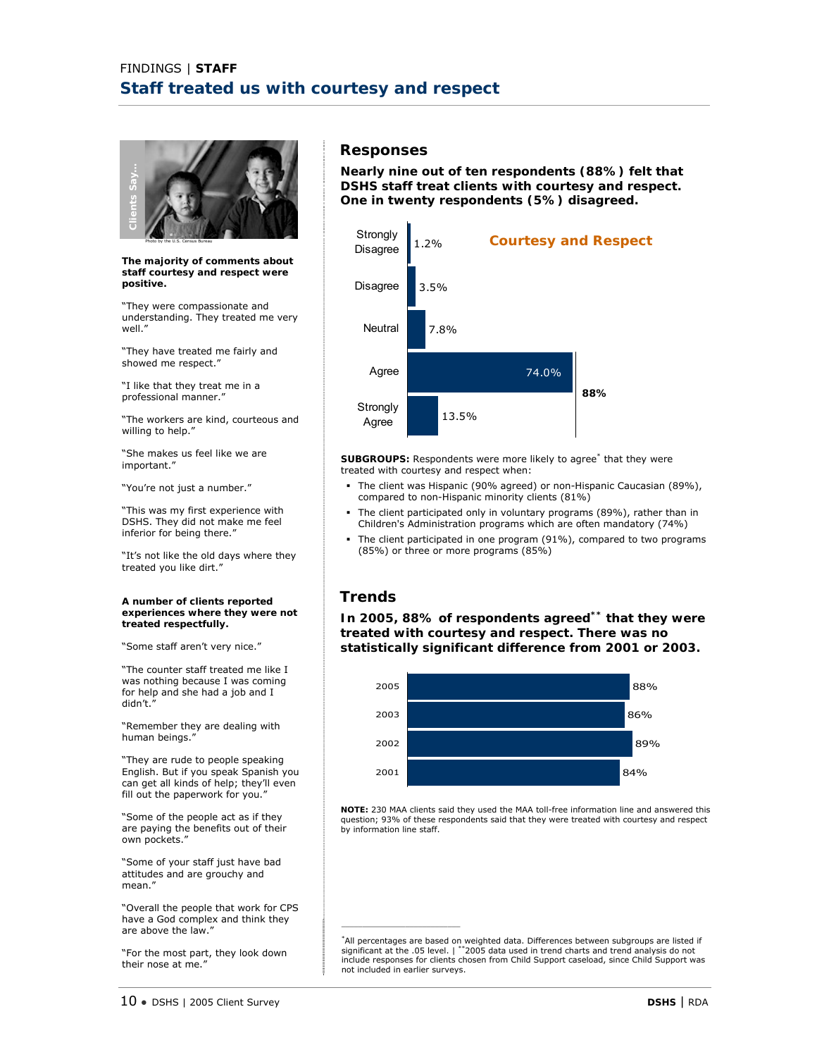FINDINGS | **STAFF**

# Staff treated us with courtesy and respect

Clients Say...

Photo by the U.S. Census Bureau

**The majority of comments about staff courtesy and respect were positive.**

"They were compassionate and understanding. They treated me very well."

"They have treated me fairly and showed me respect."

"I like that they treat me in a professional manner."

"The workers are kind, courteous and willing to help."

"She makes us feel like we are important."

"You're not just a number."

"This was my first experience with DSHS. They did not make me feel inferior for being there."

"It's not like the old days where they treated you like dirt."

**A number of clients reported experiences where they were not treated respectfully.**

"Some staff aren't very nice."

"The counter staff treated me like I was nothing because I was coming for help and she had a job and I didn't."

"Remember they are dealing with human beings."

"They are rude to people speaking English. But if you speak Spanish you can get all kinds of help; they'll even fill out the paperwork for you."

"Some of the people act as if they are paying the benefits out of their own pockets."

"Some of your staff just have bad attitudes and are grouchy and mean."

"Overall the people that work for CPS have a God complex and think they are above the law."

"For the most part, they look down their nose at me."

## Responses

**Nearly nine out of ten respondents (88%) felt that DSHS staff treat clients with courtesy and respect. One in twenty respondents (5%) disagreed.**

**Courtesy and Respect**

| Response | Percent |
|---|---|
| Strongly Disagree | 1.2% |
| Disagree | 3.5% |
| Neutral | 7.8% |
| Agree | 74.0% |
| Strongly Agree | 13.5% |
| Agree + Strongly Agree | 88% |

**SUBGROUPS:** Respondents were more likely to agree* that they were treated with courtesy and respect when:

- The client was Hispanic (90% agreed) or non-Hispanic Caucasian (89%), compared to non-Hispanic minority clients (81%)
- The client participated only in voluntary programs (89%), rather than in Children's Administration programs which are often mandatory (74%)
- The client participated in one program (91%), compared to two programs (85%) or three or more programs (85%)

## Trends

**In 2005, 88% of respondents agreed** **that they were treated with courtesy and respect. There was no statistically significant difference from 2001 or 2003.**

| Year | Percent |
|---|---|
| 2005 | 88% |
| 2003 | 86% |
| 2002 | 89% |
| 2001 | 84% |

**NOTE:** 230 MAA clients said they used the MAA toll-free information line and answered this question; 93% of these respondents said that they were treated with courtesy and respect by information line staff.

*All percentages are based on weighted data. Differences between subgroups are listed if significant at the .05 level. | **2005 data used in trend charts and trend analysis do not include responses for clients chosen from Child Support caseload, since Child Support was not included in earlier surveys.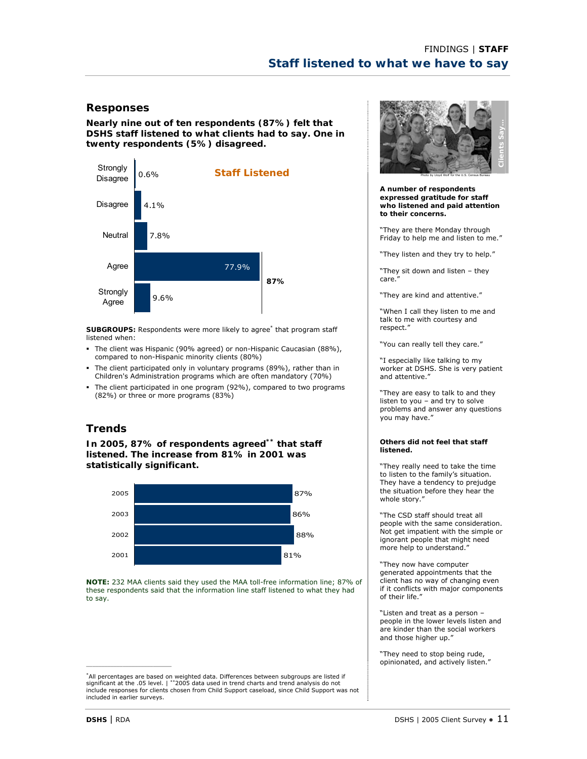FINDINGS | **STAFF**

# Staff listened to what we have to say

## Responses

**Nearly nine out of ten respondents (87%) felt that DSHS staff listened to what clients had to say. One in twenty respondents (5%) disagreed.**

**Staff Listened**

| Response | Percent |
|---|---|
| Strongly Disagree | 0.6% |
| Disagree | 4.1% |
| Neutral | 7.8% |
| Agree | 77.9% |
| Strongly Agree | 9.6% |

Agree + Strongly Agree: **87%**

**SUBGROUPS:** Respondents were more likely to agree* that program staff listened when:

- The client was Hispanic (90% agreed) or non-Hispanic Caucasian (88%), compared to non-Hispanic minority clients (80%)
- The client participated only in voluntary programs (89%), rather than in Children's Administration programs which are often mandatory (70%)
- The client participated in one program (92%), compared to two programs (82%) or three or more programs (83%)

## Trends

**In 2005, 87% of respondents agreed** that staff listened. The increase from 81% in 2001 was statistically significant.**

| Year | Percent |
|---|---|
| 2005 | 87% |
| 2003 | 86% |
| 2002 | 88% |
| 2001 | 81% |

**NOTE:** 232 MAA clients said they used the MAA toll-free information line; 87% of these respondents said that the information line staff listened to what they had to say.

*All percentages are based on weighted data. Differences between subgroups are listed if significant at the .05 level. | **2005 data used in trend charts and trend analysis do not include responses for clients chosen from Child Support caseload, since Child Support was not included in earlier surveys.

Clients Say...

Photo by Lloyd Wolf for the U.S. Census Bureau

**A number of respondents expressed gratitude for staff who listened and paid attention to their concerns.**

"They are there Monday through Friday to help me and listen to me."

"They listen and they try to help."

"They sit down and listen – they care."

"They are kind and attentive."

"When I call they listen to me and talk to me with courtesy and respect."

"You can really tell they care."

"I especially like talking to my worker at DSHS. She is very patient and attentive."

"They are easy to talk to and they listen to you – and try to solve problems and answer any questions you may have."

**Others did not feel that staff listened.**

"They really need to take the time to listen to the family's situation. They have a tendency to prejudge the situation before they hear the whole story."

"The CSD staff should treat all people with the same consideration. Not get impatient with the simple or ignorant people that might need more help to understand."

"They now have computer generated appointments that the client has no way of changing even if it conflicts with major components of their life."

"Listen and treat as a person – people in the lower levels listen and are kinder than the social workers and those higher up."

"They need to stop being rude, opinionated, and actively listen."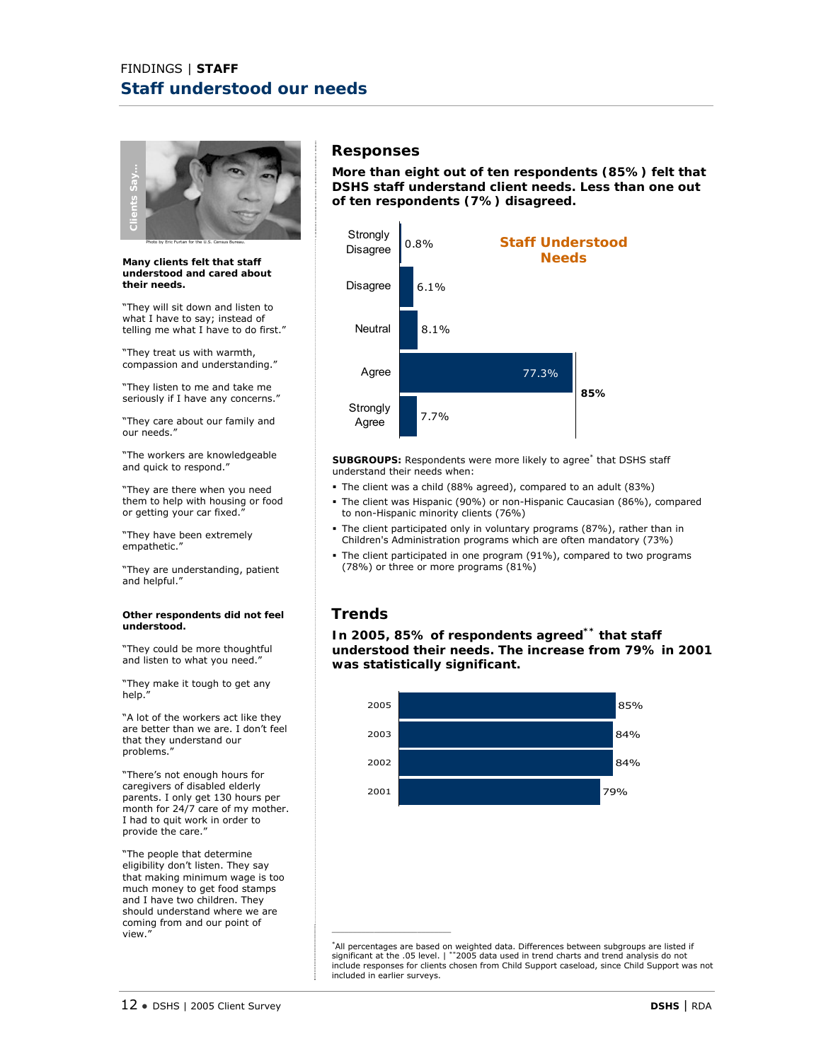FINDINGS | **STAFF**

# Staff understood our needs

Clients Say...

Photo by Eric Furtan for the U.S. Census Bureau.

**Many clients felt that staff understood and cared about their needs.**

"They will sit down and listen to what I have to say; instead of telling me what I have to do first."

"They treat us with warmth, compassion and understanding."

"They listen to me and take me seriously if I have any concerns."

"They care about our family and our needs."

"The workers are knowledgeable and quick to respond."

"They are there when you need them to help with housing or food or getting your car fixed."

"They have been extremely empathetic."

"They are understanding, patient and helpful."

**Other respondents did not feel understood.**

"They could be more thoughtful and listen to what you need."

"They make it tough to get any help."

"A lot of the workers act like they are better than we are. I don't feel that they understand our problems."

"There's not enough hours for caregivers of disabled elderly parents. I only get 130 hours per month for 24/7 care of my mother. I had to quit work in order to provide the care."

"The people that determine eligibility don't listen. They say that making minimum wage is too much money to get food stamps and I have two children. They should understand where we are coming from and our point of view."

## Responses

**More than eight out of ten respondents (85%) felt that DSHS staff understand client needs. Less than one out of ten respondents (7%) disagreed.**

**Staff Understood Needs**

| Response | Percent |
|---|---|
| Strongly Disagree | 0.8% |
| Disagree | 6.1% |
| Neutral | 8.1% |
| Agree | 77.3% |
| Strongly Agree | 7.7% |
| Agree + Strongly Agree | 85% |

**SUBGROUPS:** Respondents were more likely to agree* that DSHS staff understand their needs when:

- The client was a child (88% agreed), compared to an adult (83%)
- The client was Hispanic (90%) or non-Hispanic Caucasian (86%), compared to non-Hispanic minority clients (76%)
- The client participated only in voluntary programs (87%), rather than in Children's Administration programs which are often mandatory (73%)
- The client participated in one program (91%), compared to two programs (78%) or three or more programs (81%)

## Trends

**In 2005, 85% of respondents agreed** **that staff understood their needs. The increase from 79% in 2001 was statistically significant.**

| Year | Percent |
|---|---|
| 2005 | 85% |
| 2003 | 84% |
| 2002 | 84% |
| 2001 | 79% |

*All percentages are based on weighted data. Differences between subgroups are listed if significant at the .05 level. | **2005 data used in trend charts and trend analysis do not include responses for clients chosen from Child Support caseload, since Child Support was not included in earlier surveys.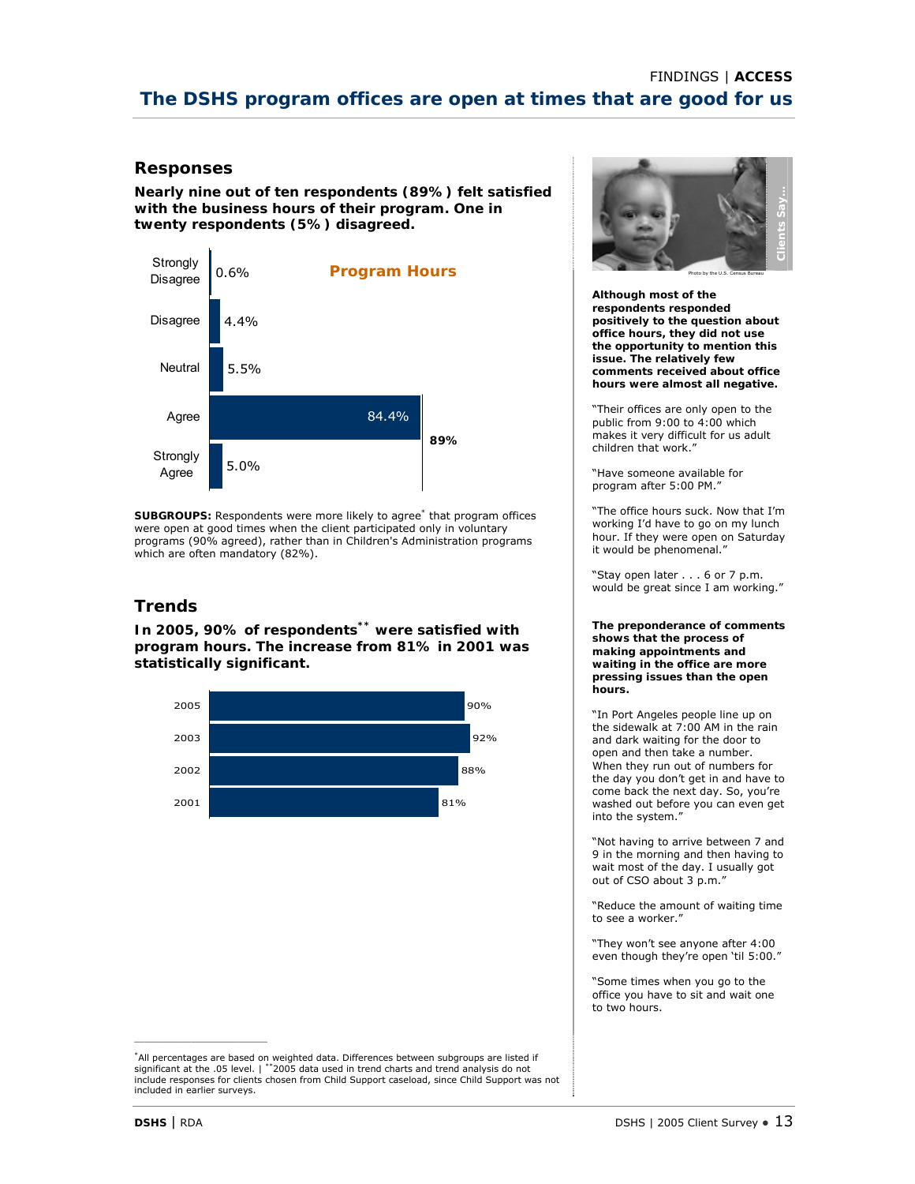FINDINGS | **ACCESS**

# The DSHS program offices are open at times that are good for us

## Responses

**Nearly nine out of ten respondents (89%) felt satisfied with the business hours of their program. One in twenty respondents (5%) disagreed.**

**Program Hours**

| Response | Percent |
|---|---|
| Strongly Disagree | 0.6% |
| Disagree | 4.4% |
| Neutral | 5.5% |
| Agree | 84.4% |
| Strongly Agree | 5.0% |

Agree + Strongly Agree: 89%

**SUBGROUPS:** Respondents were more likely to agree* that program offices were open at good times when the client participated only in voluntary programs (90% agreed), rather than in Children's Administration programs which are often mandatory (82%).

## Trends

**In 2005, 90% of respondents** ** **were satisfied with program hours. The increase from 81% in 2001 was statistically significant.**

| Year | Percent |
|---|---|
| 2005 | 90% |
| 2003 | 92% |
| 2002 | 88% |
| 2001 | 81% |

*All percentages are based on weighted data. Differences between subgroups are listed if significant at the .05 level. | **2005 data used in trend charts and trend analysis do not include responses for clients chosen from Child Support caseload, since Child Support was not included in earlier surveys.

Clients Say...

Photo by the U.S. Census Bureau

**Although most of the respondents responded positively to the question about office hours, they did not use the opportunity to mention this issue. The relatively few comments received about office hours were almost all negative.**

"Their offices are only open to the public from 9:00 to 4:00 which makes it very difficult for us adult children that work."

"Have someone available for program after 5:00 PM."

"The office hours suck. Now that I'm working I'd have to go on my lunch hour. If they were open on Saturday it would be phenomenal."

"Stay open later . . . 6 or 7 p.m. would be great since I am working."

**The preponderance of comments shows that the process of making appointments and waiting in the office are more pressing issues than the open hours.**

"In Port Angeles people line up on the sidewalk at 7:00 AM in the rain and dark waiting for the door to open and then take a number. When they run out of numbers for the day you don't get in and have to come back the next day. So, you're washed out before you can even get into the system."

"Not having to arrive between 7 and 9 in the morning and then having to wait most of the day. I usually got out of CSO about 3 p.m."

"Reduce the amount of waiting time to see a worker."

"They won't see anyone after 4:00 even though they're open 'til 5:00."

"Some times when you go to the office you have to sit and wait one to two hours.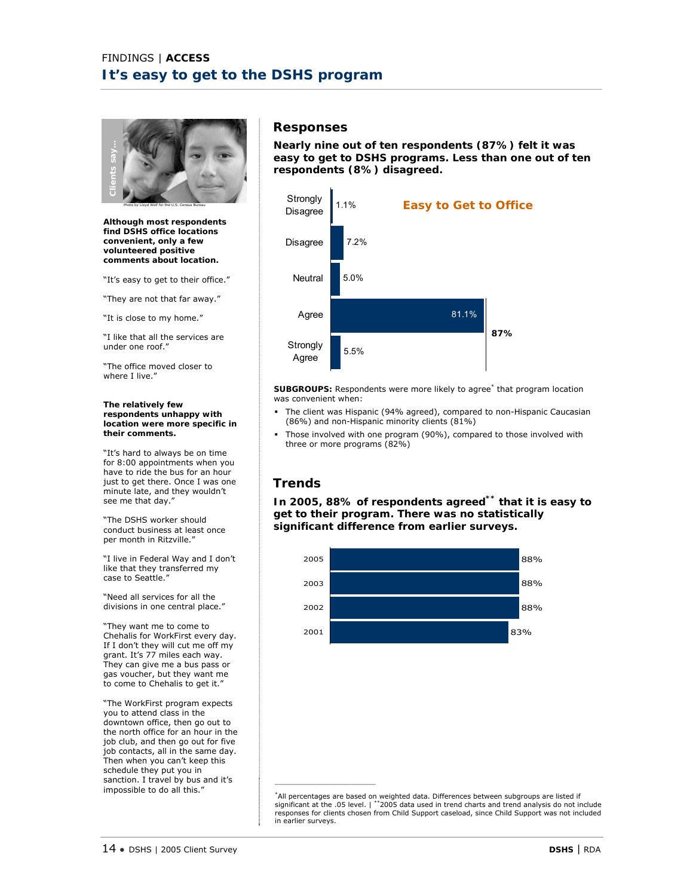FINDINGS | **ACCESS**

# It's easy to get to the DSHS program

Clients say…

Photo by Lloyd Wolf for the U.S. Census Bureau

**Although most respondents find DSHS office locations convenient, only a few volunteered positive comments about location.**

"It's easy to get to their office."

"They are not that far away."

"It is close to my home."

"I like that all the services are under one roof."

"The office moved closer to where I live."

**The relatively few respondents unhappy with location were more specific in their comments.**

"It's hard to always be on time for 8:00 appointments when you have to ride the bus for an hour just to get there. Once I was one minute late, and they wouldn't see me that day."

"The DSHS worker should conduct business at least once per month in Ritzville."

"I live in Federal Way and I don't like that they transferred my case to Seattle."

"Need all services for all the divisions in one central place."

"They want me to come to Chehalis for WorkFirst every day. If I don't they will cut me off my grant. It's 77 miles each way. They can give me a bus pass or gas voucher, but they want me to come to Chehalis to get it."

"The WorkFirst program expects you to attend class in the downtown office, then go out to the north office for an hour in the job club, and then go out for five job contacts, all in the same day. Then when you can't keep this schedule they put you in sanction. I travel by bus and it's impossible to do all this."

## Responses

**Nearly nine out of ten respondents (87% ) felt it was easy to get to DSHS programs. Less than one out of ten respondents (8% ) disagreed.**

**Easy to Get to Office**

| Response | Percent |
|---|---|
| Strongly Disagree | 1.1% |
| Disagree | 7.2% |
| Neutral | 5.0% |
| Agree | 81.1% |
| Strongly Agree | 5.5% |

Agree + Strongly Agree: **87%**

**SUBGROUPS:** Respondents were more likely to agree* that program location was convenient when:

- The client was Hispanic (94% agreed), compared to non-Hispanic Caucasian (86%) and non-Hispanic minority clients (81%)
- Those involved with one program (90%), compared to those involved with three or more programs (82%)

## Trends

**In 2005, 88% of respondents agreed** ** **that it is easy to get to their program. There was no statistically significant difference from earlier surveys.**

| Year | Percent |
|---|---|
| 2005 | 88% |
| 2003 | 88% |
| 2002 | 88% |
| 2001 | 83% |

*All percentages are based on weighted data. Differences between subgroups are listed if significant at the .05 level. | **2005 data used in trend charts and trend analysis do not include responses for clients chosen from Child Support caseload, since Child Support was not included in earlier surveys.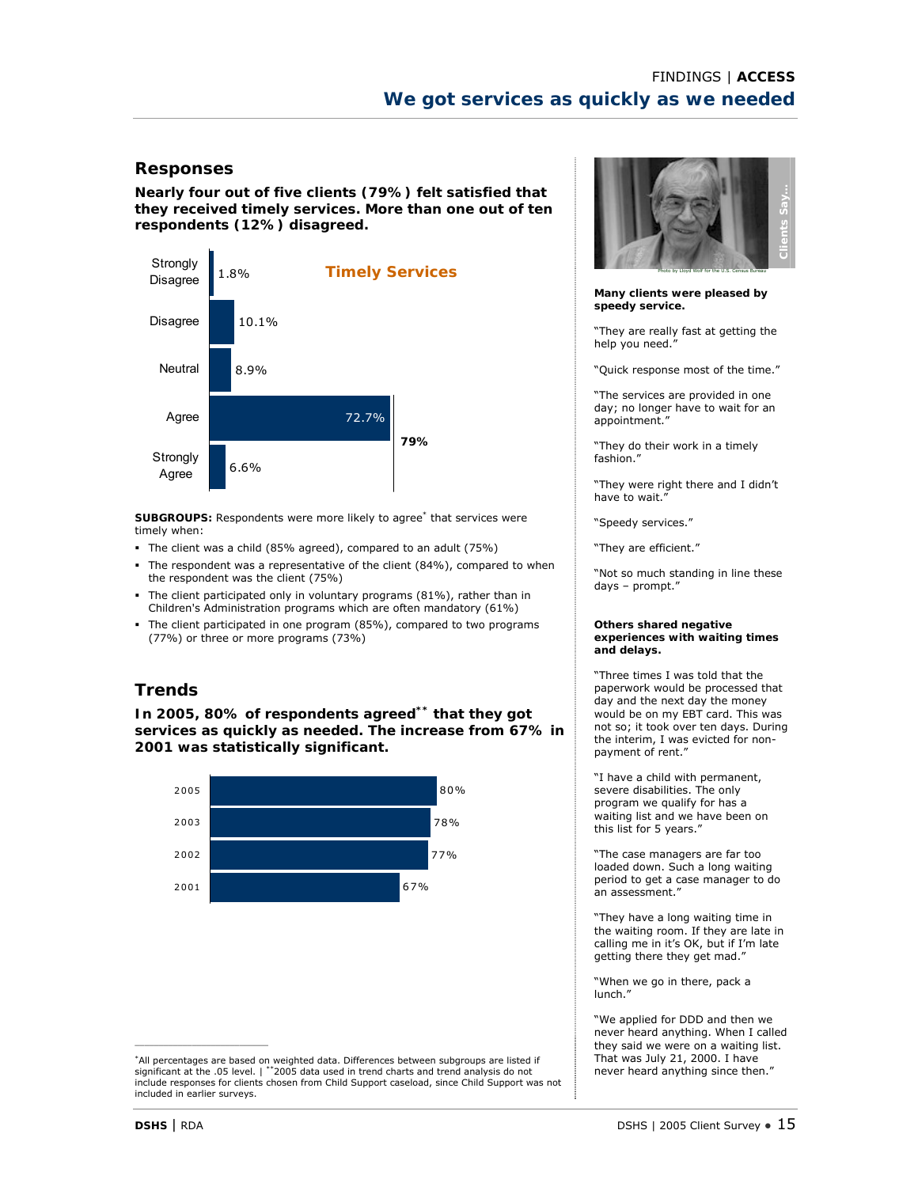FINDINGS | **ACCESS**

# We got services as quickly as we needed

## Responses

**Nearly four out of five clients (79%) felt satisfied that they received timely services. More than one out of ten respondents (12%) disagreed.**

**Timely Services**

| Response | Percent |
|---|---|
| Strongly Disagree | 1.8% |
| Disagree | 10.1% |
| Neutral | 8.9% |
| Agree | 72.7% |
| Strongly Agree | 6.6% |

Agree + Strongly Agree: **79%**

**SUBGROUPS:** Respondents were more likely to agree* that services were timely when:

- The client was a child (85% agreed), compared to an adult (75%)
- The respondent was a representative of the client (84%), compared to when the respondent was the client (75%)
- The client participated only in voluntary programs (81%), rather than in Children's Administration programs which are often mandatory (61%)
- The client participated in one program (85%), compared to two programs (77%) or three or more programs (73%)

## Trends

**In 2005, 80% of respondents agreed** **that they got services as quickly as needed. The increase from 67% in 2001 was statistically significant.**

| Year | Percent |
|---|---|
| 2005 | 80% |
| 2003 | 78% |
| 2002 | 77% |
| 2001 | 67% |

*All percentages are based on weighted data. Differences between subgroups are listed if significant at the .05 level. | **2005 data used in trend charts and trend analysis do not include responses for clients chosen from Child Support caseload, since Child Support was not included in earlier surveys.

### Clients Say...

Photo by Lloyd Wolf for the U.S. Census Bureau

**Many clients were pleased by speedy service.**

"They are really fast at getting the help you need."

"Quick response most of the time."

"The services are provided in one day; no longer have to wait for an appointment."

"They do their work in a timely fashion."

"They were right there and I didn't have to wait."

"Speedy services."

"They are efficient."

"Not so much standing in line these days – prompt."

**Others shared negative experiences with waiting times and delays.**

"Three times I was told that the paperwork would be processed that day and the next day the money would be on my EBT card. This was not so; it took over ten days. During the interim, I was evicted for non-payment of rent."

"I have a child with permanent, severe disabilities. The only program we qualify for has a waiting list and we have been on this list for 5 years."

"The case managers are far too loaded down. Such a long waiting period to get a case manager to do an assessment."

"They have a long waiting time in the waiting room. If they are late in calling me in it's OK, but if I'm late getting there they get mad."

"When we go in there, pack a lunch."

"We applied for DDD and then we never heard anything. When I called they said we were on a waiting list. That was July 21, 2000. I have never heard anything since then."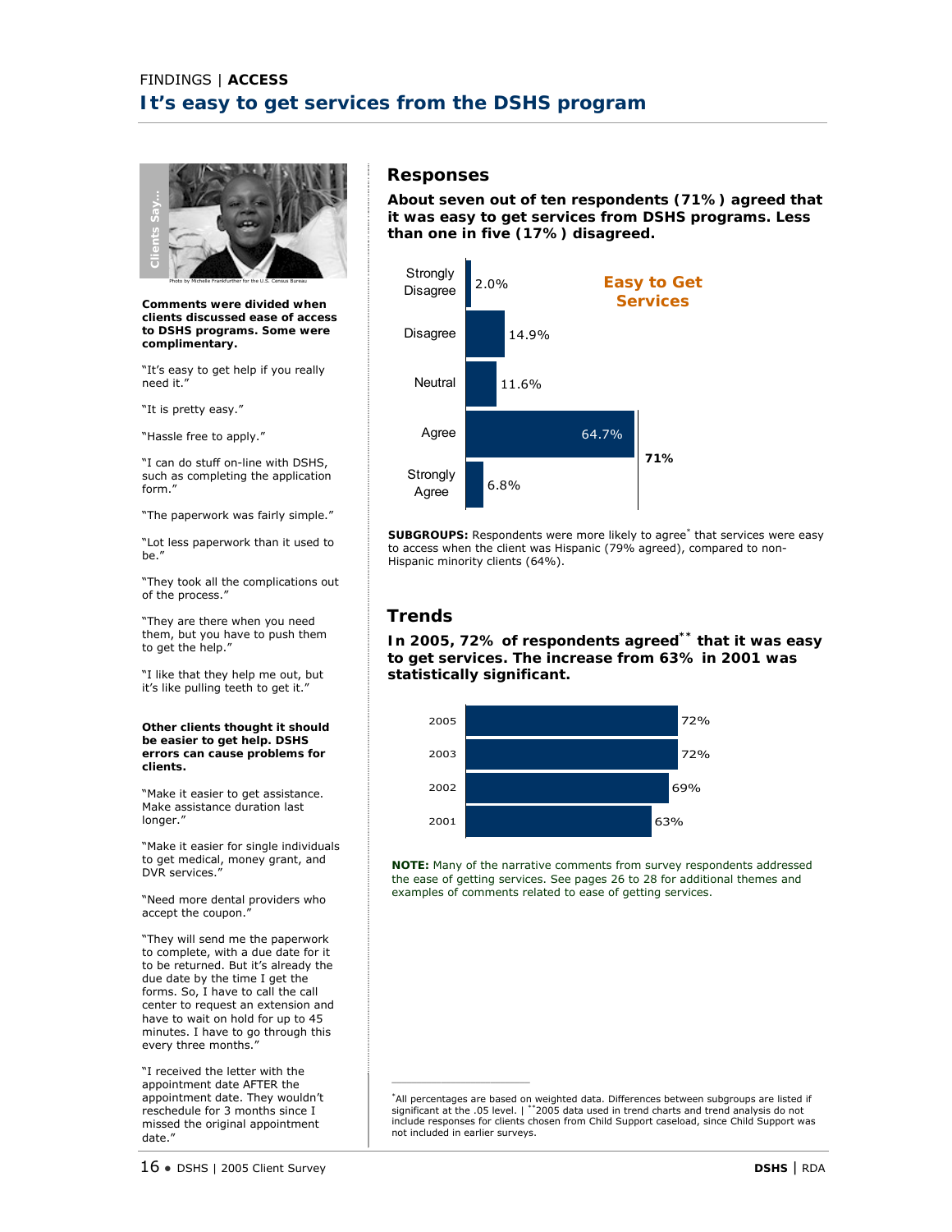FINDINGS | **ACCESS**

# It's easy to get services from the DSHS program

Clients Say...

Photo by Michelle Frankfurther for the U.S. Census Bureau

**Comments were divided when clients discussed ease of access to DSHS programs. Some were complimentary.**

"It's easy to get help if you really need it."

"It is pretty easy."

"Hassle free to apply."

"I can do stuff on-line with DSHS, such as completing the application form."

"The paperwork was fairly simple."

"Lot less paperwork than it used to be."

"They took all the complications out of the process."

"They are there when you need them, but you have to push them to get the help."

"I like that they help me out, but it's like pulling teeth to get it."

**Other clients thought it should be easier to get help. DSHS errors can cause problems for clients.**

"Make it easier to get assistance. Make assistance duration last longer."

"Make it easier for single individuals to get medical, money grant, and DVR services."

"Need more dental providers who accept the coupon."

"They will send me the paperwork to complete, with a due date for it to be returned. But it's already the due date by the time I get the forms. So, I have to call the call center to request an extension and have to wait on hold for up to 45 minutes. I have to go through this every three months."

"I received the letter with the appointment date AFTER the appointment date. They wouldn't reschedule for 3 months since I missed the original appointment date."

## Responses

**About seven out of ten respondents (71%) agreed that it was easy to get services from DSHS programs. Less than one in five (17%) disagreed.**

**Easy to Get Services**

| Response | Percent |
|---|---|
| Strongly Disagree | 2.0% |
| Disagree | 14.9% |
| Neutral | 11.6% |
| Agree | 64.7% |
| Strongly Agree | 6.8% |

Agree + Strongly Agree: **71%**

**SUBGROUPS:** Respondents were more likely to agree* that services were easy to access when the client was Hispanic (79% agreed), compared to non-Hispanic minority clients (64%).

## Trends

**In 2005, 72% of respondents agreed** ** **that it was easy to get services. The increase from 63% in 2001 was statistically significant.**

| Year | Percent |
|---|---|
| 2005 | 72% |
| 2003 | 72% |
| 2002 | 69% |
| 2001 | 63% |

**NOTE:** Many of the narrative comments from survey respondents addressed the ease of getting services. See pages 26 to 28 for additional themes and examples of comments related to ease of getting services.

*All percentages are based on weighted data. Differences between subgroups are listed if significant at the .05 level. | **2005 data used in trend charts and trend analysis do not include responses for clients chosen from Child Support caseload, since Child Support was not included in earlier surveys.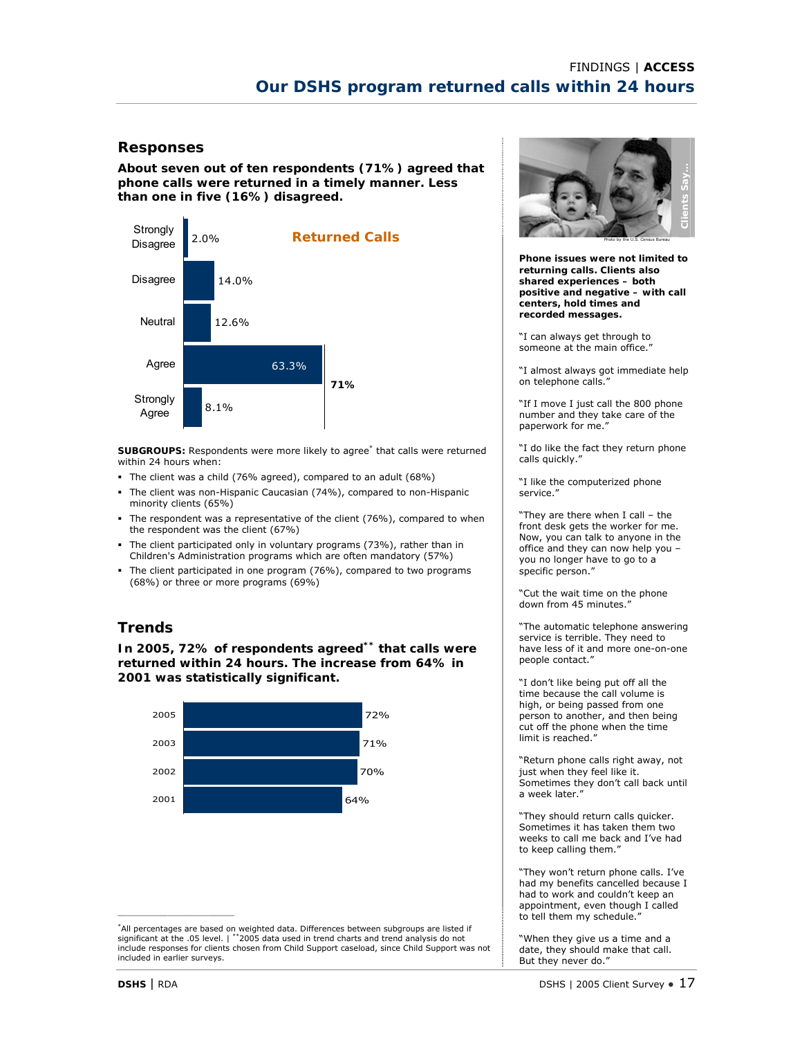FINDINGS | **ACCESS**

# Our DSHS program returned calls within 24 hours

## Responses

**About seven out of ten respondents (71%) agreed that phone calls were returned in a timely manner. Less than one in five (16%) disagreed.**

**Returned Calls**

| Response | Percent |
|---|---|
| Strongly Disagree | 2.0% |
| Disagree | 14.0% |
| Neutral | 12.6% |
| Agree | 63.3% |
| Strongly Agree | 8.1% |

Agree + Strongly Agree: **71%**

**SUBGROUPS:** Respondents were more likely to agree* that calls were returned within 24 hours when:

- The client was a child (76% agreed), compared to an adult (68%)
- The client was non-Hispanic Caucasian (74%), compared to non-Hispanic minority clients (65%)
- The respondent was a representative of the client (76%), compared to when the respondent was the client (67%)
- The client participated only in voluntary programs (73%), rather than in Children's Administration programs which are often mandatory (57%)
- The client participated in one program (76%), compared to two programs (68%) or three or more programs (69%)

## Trends

**In 2005, 72% of respondents agreed** **that calls were returned within 24 hours. The increase from 64% in 2001 was statistically significant.**

| Year | Percent |
|---|---|
| 2005 | 72% |
| 2003 | 71% |
| 2002 | 70% |
| 2001 | 64% |

*All percentages are based on weighted data. Differences between subgroups are listed if significant at the .05 level. | **2005 data used in trend charts and trend analysis do not include responses for clients chosen from Child Support caseload, since Child Support was not included in earlier surveys.

Clients Say...

Photo by the U.S. Census Bureau

**Phone issues were not limited to returning calls. Clients also shared experiences – both positive and negative – with call centers, hold times and recorded messages.**

"I can always get through to someone at the main office."

"I almost always got immediate help on telephone calls."

"If I move I just call the 800 phone number and they take care of the paperwork for me."

"I do like the fact they return phone calls quickly."

"I like the computerized phone service."

"They are there when I call – the front desk gets the worker for me. Now, you can talk to anyone in the office and they can now help you – you no longer have to go to a specific person."

"Cut the wait time on the phone down from 45 minutes."

"The automatic telephone answering service is terrible. They need to have less of it and more one-on-one people contact."

"I don't like being put off all the time because the call volume is high, or being passed from one person to another, and then being cut off the phone when the time limit is reached."

"Return phone calls right away, not just when they feel like it. Sometimes they don't call back until a week later."

"They should return calls quicker. Sometimes it has taken them two weeks to call me back and I've had to keep calling them."

"They won't return phone calls. I've had my benefits cancelled because I had to work and couldn't keep an appointment, even though I called to tell them my schedule."

"When they give us a time and a date, they should make that call. But they never do."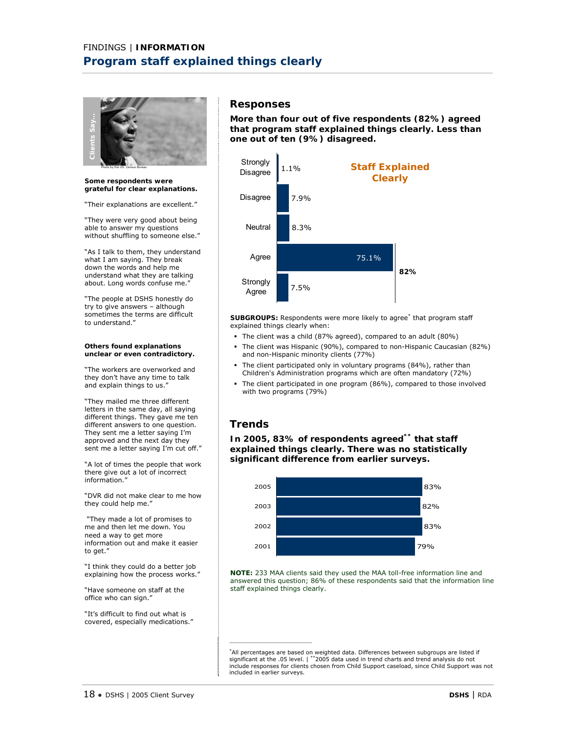FINDINGS | **INFORMATION**

# Program staff explained things clearly

Clients Say...

Photo by the US. Census Bureau

**Some respondents were grateful for clear explanations.**

"Their explanations are excellent."

"They were very good about being able to answer my questions without shuffling to someone else."

"As I talk to them, they understand what I am saying. They break down the words and help me understand what they are talking about. Long words confuse me."

"The people at DSHS honestly do try to give answers – although sometimes the terms are difficult to understand."

**Others found explanations unclear or even contradictory.**

"The workers are overworked and they don't have any time to talk and explain things to us."

"They mailed me three different letters in the same day, all saying different things. They gave me ten different answers to one question. They sent me a letter saying I'm approved and the next day they sent me a letter saying I'm cut off."

"A lot of times the people that work there give out a lot of incorrect information."

"DVR did not make clear to me how they could help me."

"They made a lot of promises to me and then let me down. You need a way to get more information out and make it easier to get."

"I think they could do a better job explaining how the process works."

"Have someone on staff at the office who can sign."

"It's difficult to find out what is covered, especially medications."

## Responses

**More than four out of five respondents (82%) agreed that program staff explained things clearly. Less than one out of ten (9%) disagreed.**

**Staff Explained Clearly**

| Response | Percent |
|---|---|
| Strongly Disagree | 1.1% |
| Disagree | 7.9% |
| Neutral | 8.3% |
| Agree | 75.1% |
| Strongly Agree | 7.5% |

Agree + Strongly Agree: **82%**

**SUBGROUPS:** Respondents were more likely to agree* that program staff explained things clearly when:

- The client was a child (87% agreed), compared to an adult (80%)
- The client was Hispanic (90%), compared to non-Hispanic Caucasian (82%) and non-Hispanic minority clients (77%)
- The client participated only in voluntary programs (84%), rather than Children's Administration programs which are often mandatory (72%)
- The client participated in one program (86%), compared to those involved with two programs (79%)

## Trends

**In 2005, 83% of respondents agreed** ** **that staff explained things clearly. There was no statistically significant difference from earlier surveys.**

| Year | Percent |
|---|---|
| 2005 | 83% |
| 2003 | 82% |
| 2002 | 83% |
| 2001 | 79% |

**NOTE:** 233 MAA clients said they used the MAA toll-free information line and answered this question; 86% of these respondents said that the information line staff explained things clearly.

*All percentages are based on weighted data. Differences between subgroups are listed if significant at the .05 level. | **2005 data used in trend charts and trend analysis do not include responses for clients chosen from Child Support caseload, since Child Support was not included in earlier surveys.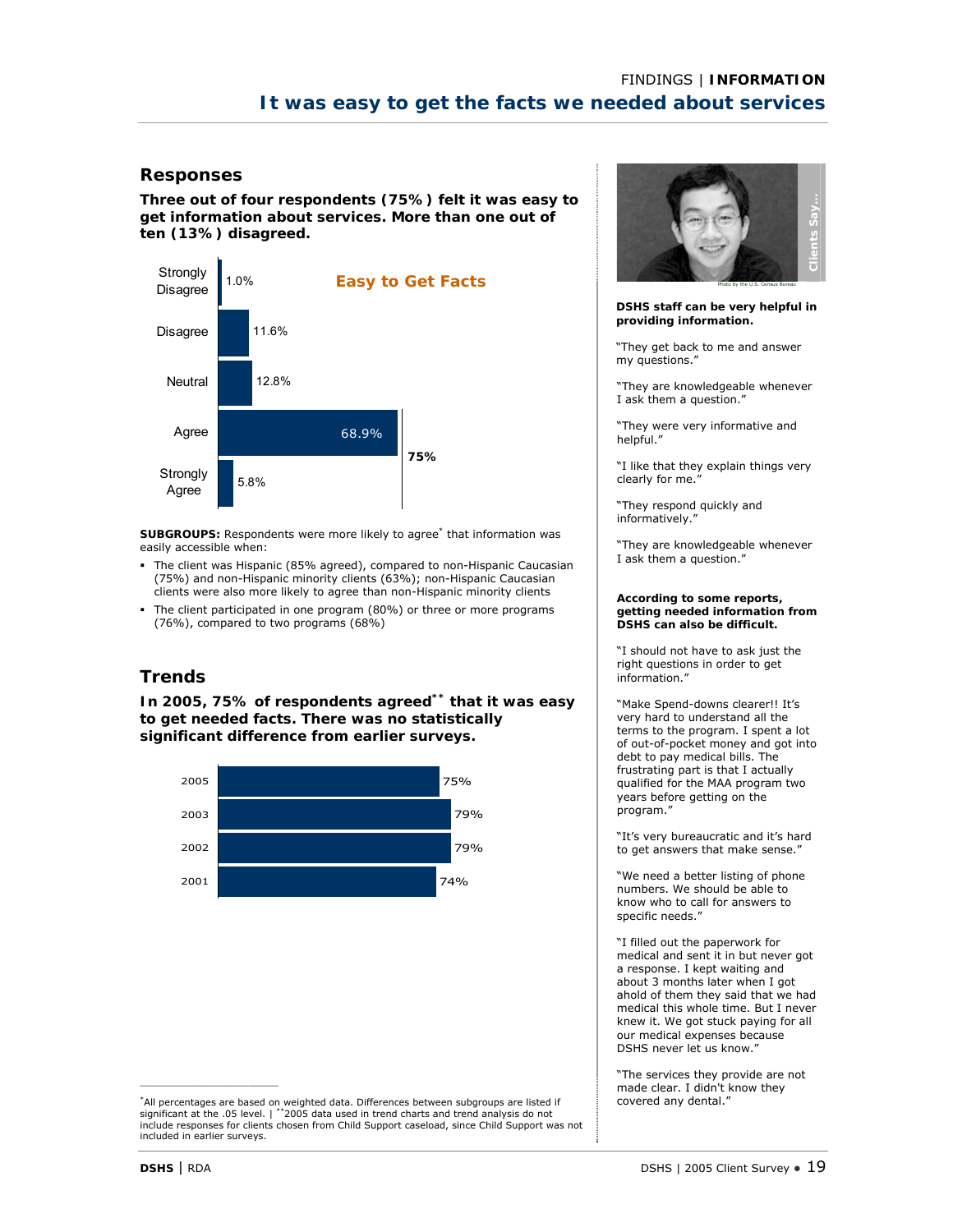FINDINGS | **INFORMATION**

## It was easy to get the facts we needed about services

### Responses

**Three out of four respondents (75%) felt it was easy to get information about services. More than one out of ten (13%) disagreed.**

**Easy to Get Facts**

| Response | Percent |
|---|---|
| Strongly Disagree | 1.0% |
| Disagree | 11.6% |
| Neutral | 12.8% |
| Agree | 68.9% |
| Strongly Agree | 5.8% |

Agree + Strongly Agree: **75%**

**SUBGROUPS:** Respondents were more likely to agree* that information was easily accessible when:

- The client was Hispanic (85% agreed), compared to non-Hispanic Caucasian (75%) and non-Hispanic minority clients (63%); non-Hispanic Caucasian clients were also more likely to agree than non-Hispanic minority clients
- The client participated in one program (80%) or three or more programs (76%), compared to two programs (68%)

### Trends

**In 2005, 75% of respondents agreed** that it was easy to get needed facts. There was no statistically significant difference from earlier surveys.**

| Year | Percent |
|---|---|
| 2005 | 75% |
| 2003 | 79% |
| 2002 | 79% |
| 2001 | 74% |

*All percentages are based on weighted data. Differences between subgroups are listed if significant at the .05 level. | **2005 data used in trend charts and trend analysis do not include responses for clients chosen from Child Support caseload, since Child Support was not included in earlier surveys.

Clients Say...

Photo by the U.S. Census Bureau

**DSHS staff can be very helpful in providing information.**

"They get back to me and answer my questions."

"They are knowledgeable whenever I ask them a question."

"They were very informative and helpful."

"I like that they explain things very clearly for me."

"They respond quickly and informatively."

"They are knowledgeable whenever I ask them a question."

**According to some reports, getting needed information from DSHS can also be difficult.**

"I should not have to ask just the right questions in order to get information."

"Make Spend-downs clearer!! It's very hard to understand all the terms to the program. I spent a lot of out-of-pocket money and got into debt to pay medical bills. The frustrating part is that I actually qualified for the MAA program two years before getting on the program."

"It's very bureaucratic and it's hard to get answers that make sense."

"We need a better listing of phone numbers. We should be able to know who to call for answers to specific needs."

"I filled out the paperwork for medical and sent it in but never got a response. I kept waiting and about 3 months later when I got ahold of them they said that we had medical this whole time. But I never knew it. We got stuck paying for all our medical expenses because DSHS never let us know."

"The services they provide are not made clear. I didn't know they covered any dental."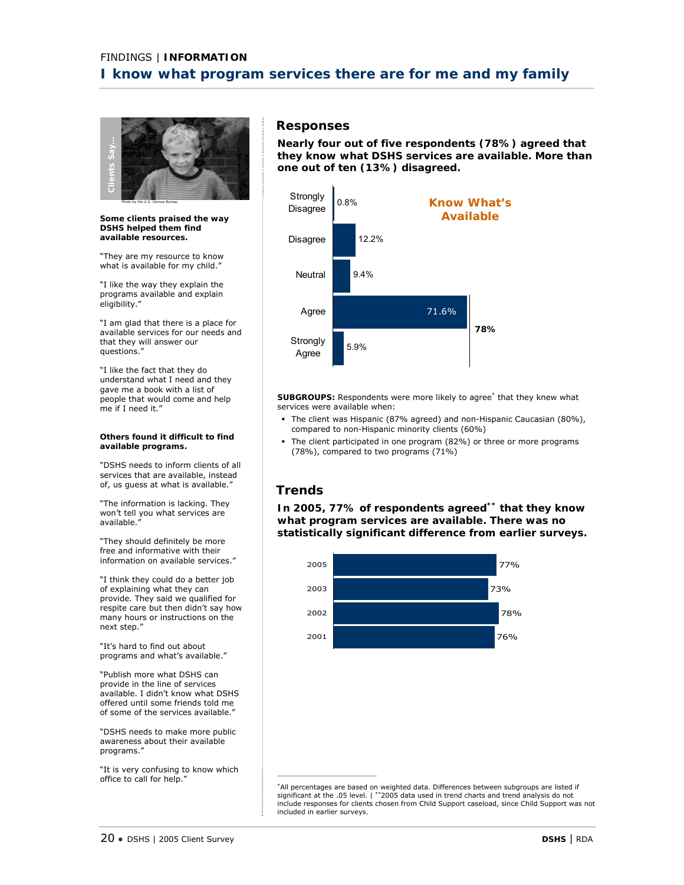FINDINGS | **INFORMATION**

# I know what program services there are for me and my family

Clients Say...

Photo by the U.S. Census Bureau

**Some clients praised the way DSHS helped them find available resources.**

"They are my resource to know what is available for my child."

"I like the way they explain the programs available and explain eligibility."

"I am glad that there is a place for available services for our needs and that they will answer our questions."

"I like the fact that they do understand what I need and they gave me a book with a list of people that would come and help me if I need it."

**Others found it difficult to find available programs.**

"DSHS needs to inform clients of all services that are available, instead of, us guess at what is available."

"The information is lacking. They won't tell you what services are available."

"They should definitely be more free and informative with their information on available services."

"I think they could do a better job of explaining what they can provide. They said we qualified for respite care but then didn't say how many hours or instructions on the next step."

"It's hard to find out about programs and what's available."

"Publish more what DSHS can provide in the line of services available. I didn't know what DSHS offered until some friends told me of some of the services available."

"DSHS needs to make more public awareness about their available programs."

"It is very confusing to know which office to call for help."

## Responses

**Nearly four out of five respondents (78%) agreed that they know what DSHS services are available. More than one out of ten (13%) disagreed.**

**Know What's Available**

| Response | Percent |
|---|---|
| Strongly Disagree | 0.8% |
| Disagree | 12.2% |
| Neutral | 9.4% |
| Agree | 71.6% |
| Strongly Agree | 5.9% |

Agree + Strongly Agree: **78%**

**SUBGROUPS:** Respondents were more likely to agree* that they knew what services were available when:

- The client was Hispanic (87% agreed) and non-Hispanic Caucasian (80%), compared to non-Hispanic minority clients (60%)
- The client participated in one program (82%) or three or more programs (78%), compared to two programs (71%)

## Trends

**In 2005, 77% of respondents agreed** **that they know what program services are available. There was no statistically significant difference from earlier surveys.**

| Year | Percent |
|---|---|
| 2005 | 77% |
| 2003 | 73% |
| 2002 | 78% |
| 2001 | 76% |

*All percentages are based on weighted data. Differences between subgroups are listed if significant at the .05 level. | **2005 data used in trend charts and trend analysis do not include responses for clients chosen from Child Support caseload, since Child Support was not included in earlier surveys.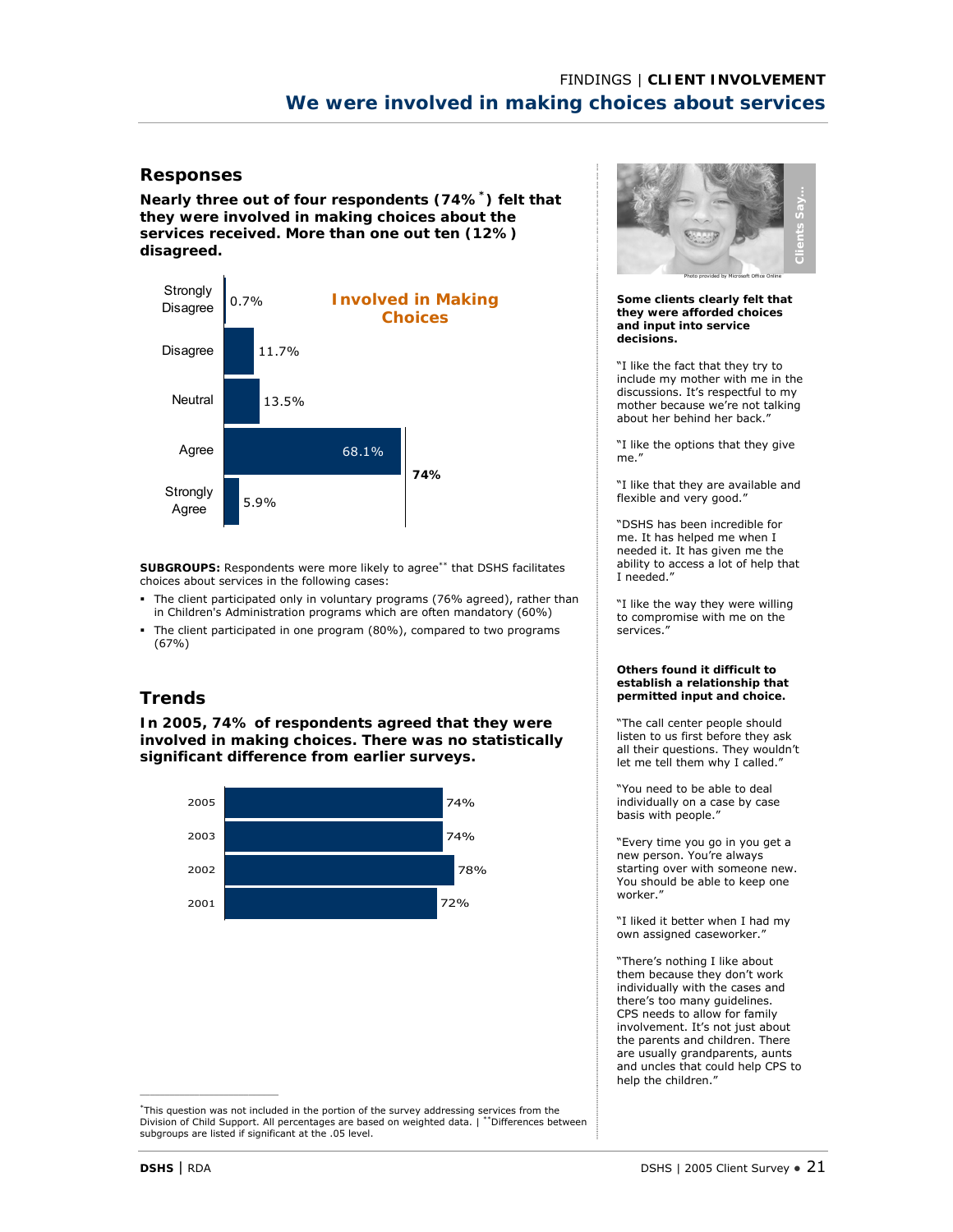FINDINGS | **CLIENT INVOLVEMENT**

# We were involved in making choices about services

## Responses

**Nearly three out of four respondents (74%*) felt that they were involved in making choices about the services received. More than one out ten (12%) disagreed.**

**Involved in Making Choices**

| Response | Percent |
|---|---|
| Strongly Disagree | 0.7% |
| Disagree | 11.7% |
| Neutral | 13.5% |
| Agree | 68.1% |
| Strongly Agree | 5.9% |

Agree + Strongly Agree: 74%

**SUBGROUPS:** Respondents were more likely to agree** that DSHS facilitates choices about services in the following cases:

- The client participated only in voluntary programs (76% agreed), rather than in Children's Administration programs which are often mandatory (60%)
- The client participated in one program (80%), compared to two programs (67%)

## Trends

**In 2005, 74% of respondents agreed that they were involved in making choices. There was no statistically significant difference from earlier surveys.**

| Year | Percent |
|---|---|
| 2005 | 74% |
| 2003 | 74% |
| 2002 | 78% |
| 2001 | 72% |

*This question was not included in the portion of the survey addressing services from the Division of Child Support. All percentages are based on weighted data. | **Differences between subgroups are listed if significant at the .05 level.

Clients Say...

Photo provided by Microsoft Office Online

**Some clients clearly felt that they were afforded choices and input into service decisions.**

"I like the fact that they try to include my mother with me in the discussions. It's respectful to my mother because we're not talking about her behind her back."

"I like the options that they give me."

"I like that they are available and flexible and very good."

"DSHS has been incredible for me. It has helped me when I needed it. It has given me the ability to access a lot of help that I needed."

"I like the way they were willing to compromise with me on the services."

**Others found it difficult to establish a relationship that permitted input and choice.**

"The call center people should listen to us first before they ask all their questions. They wouldn't let me tell them why I called."

"You need to be able to deal individually on a case by case basis with people."

"Every time you go in you get a new person. You're always starting over with someone new. You should be able to keep one worker."

"I liked it better when I had my own assigned caseworker."

"There's nothing I like about them because they don't work individually with the cases and there's too many guidelines. CPS needs to allow for family involvement. It's not just about the parents and children. There are usually grandparents, aunts and uncles that could help CPS to help the children."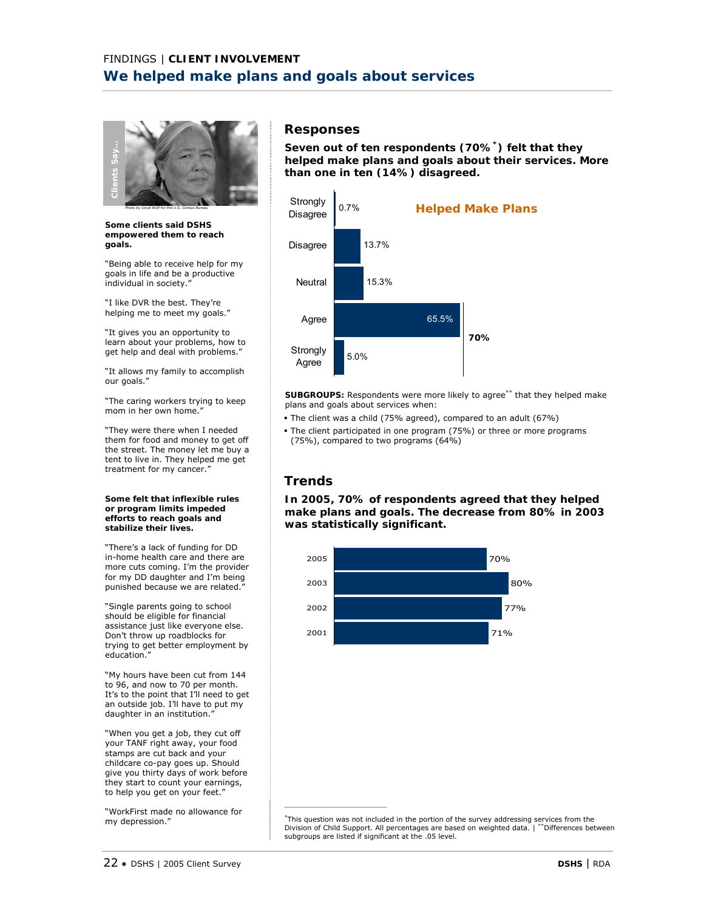FINDINGS | **CLIENT INVOLVEMENT**

# We helped make plans and goals about services

Clients Say...

Photo by Lloyd Wolf for the U.S. Census Bureau

**Some clients said DSHS empowered them to reach goals.**

"Being able to receive help for my goals in life and be a productive individual in society."

"I like DVR the best. They're helping me to meet my goals."

"It gives you an opportunity to learn about your problems, how to get help and deal with problems."

"It allows my family to accomplish our goals."

"The caring workers trying to keep mom in her own home."

"They were there when I needed them for food and money to get off the street. The money let me buy a tent to live in. They helped me get treatment for my cancer."

**Some felt that inflexible rules or program limits impeded efforts to reach goals and stabilize their lives.**

"There's a lack of funding for DD in-home health care and there are more cuts coming. I'm the provider for my DD daughter and I'm being punished because we are related."

"Single parents going to school should be eligible for financial assistance just like everyone else. Don't throw up roadblocks for trying to get better employment by education."

"My hours have been cut from 144 to 96, and now to 70 per month. It's to the point that I'll need to get an outside job. I'll have to put my daughter in an institution."

"When you get a job, they cut off your TANF right away, your food stamps are cut back and your childcare co-pay goes up. Should give you thirty days of work before they start to count your earnings, to help you get on your feet."

"WorkFirst made no allowance for my depression."

## Responses

**Seven out of ten respondents (70%[*]) felt that they helped make plans and goals about their services. More than one in ten (14%) disagreed.**

**Helped Make Plans**

| Response | Percent |
|---|---|
| Strongly Disagree | 0.7% |
| Disagree | 13.7% |
| Neutral | 15.3% |
| Agree | 65.5% |
| Strongly Agree | 5.0% |

Agree + Strongly Agree: **70%**

**SUBGROUPS:** Respondents were more likely to agree[**] that they helped make plans and goals about services when:

- The client was a child (75% agreed), compared to an adult (67%)
- The client participated in one program (75%) or three or more programs (75%), compared to two programs (64%)

## Trends

**In 2005, 70% of respondents agreed that they helped make plans and goals. The decrease from 80% in 2003 was statistically significant.**

| Year | Percent |
|---|---|
| 2005 | 70% |
| 2003 | 80% |
| 2002 | 77% |
| 2001 | 71% |

[*]This question was not included in the portion of the survey addressing services from the Division of Child Support. All percentages are based on weighted data. | [**]Differences between subgroups are listed if significant at the .05 level.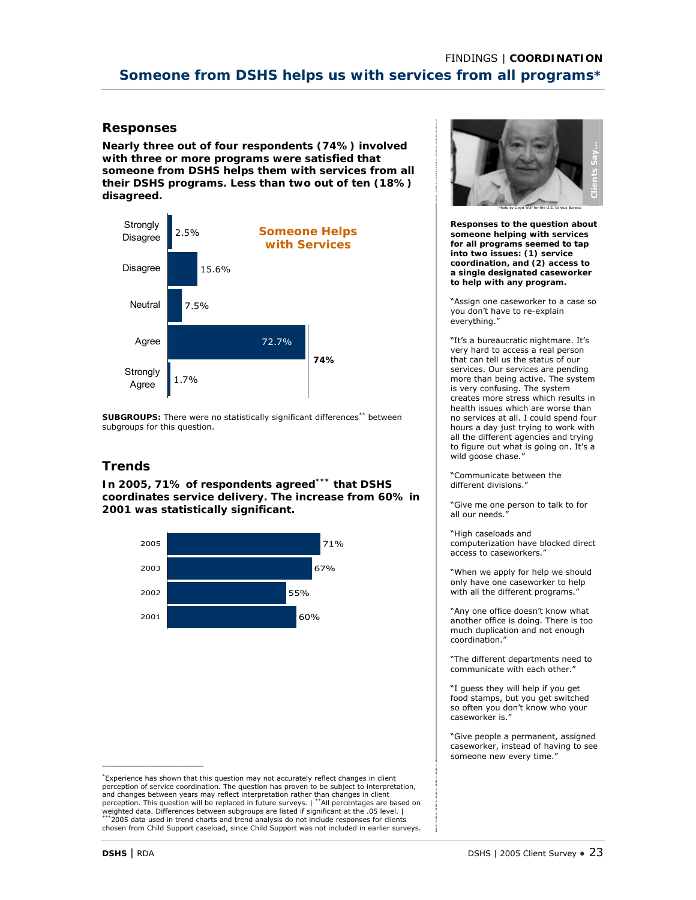FINDINGS | **COORDINATION**

# Someone from DSHS helps us with services from all programs*

## Responses

**Nearly three out of four respondents (74%) involved with three or more programs were satisfied that someone from DSHS helps them with services from all their DSHS programs. Less than two out of ten (18%) disagreed.**

**Someone Helps with Services**

| Response | Percent |
| --- | --- |
| Strongly Disagree | 2.5% |
| Disagree | 15.6% |
| Neutral | 7.5% |
| Agree | 72.7% |
| Strongly Agree | 1.7% |

Agree + Strongly Agree: **74%**

**SUBGROUPS:** There were no statistically significant differences** between subgroups for this question.

## Trends

**In 2005, 71% of respondents agreed*** that DSHS coordinates service delivery. The increase from 60% in 2001 was statistically significant.**

| Year | Percent |
| --- | --- |
| 2005 | 71% |
| 2003 | 67% |
| 2002 | 55% |
| 2001 | 60% |

*Experience has shown that this question may not accurately reflect changes in client perception of service coordination. The question has proven to be subject to interpretation, and changes between years may reflect interpretation rather than changes in client perception. This question will be replaced in future surveys. | **All percentages are based on weighted data. Differences between subgroups are listed if significant at the .05 level. | ***2005 data used in trend charts and trend analysis do not include responses for clients chosen from Child Support caseload, since Child Support was not included in earlier surveys.

### Clients Say...

Photo by Lloyd Wolf for the U.S. Census Bureau.

**Responses to the question about someone helping with services for all programs seemed to tap into two issues: (1) service coordination, and (2) access to a single designated caseworker to help with any program.**

"Assign one caseworker to a case so you don't have to re-explain everything."

"It's a bureaucratic nightmare. It's very hard to access a real person that can tell us the status of our services. Our services are pending more than being active. The system is very confusing. The system creates more stress which results in health issues which are worse than no services at all. I could spend four hours a day just trying to work with all the different agencies and trying to figure out what is going on. It's a wild goose chase."

"Communicate between the different divisions."

"Give me one person to talk to for all our needs."

"High caseloads and computerization have blocked direct access to caseworkers."

"When we apply for help we should only have one caseworker to help with all the different programs."

"Any one office doesn't know what another office is doing. There is too much duplication and not enough coordination."

"The different departments need to communicate with each other."

"I guess they will help if you get food stamps, but you get switched so often you don't know who your caseworker is."

"Give people a permanent, assigned caseworker, instead of having to see someone new every time."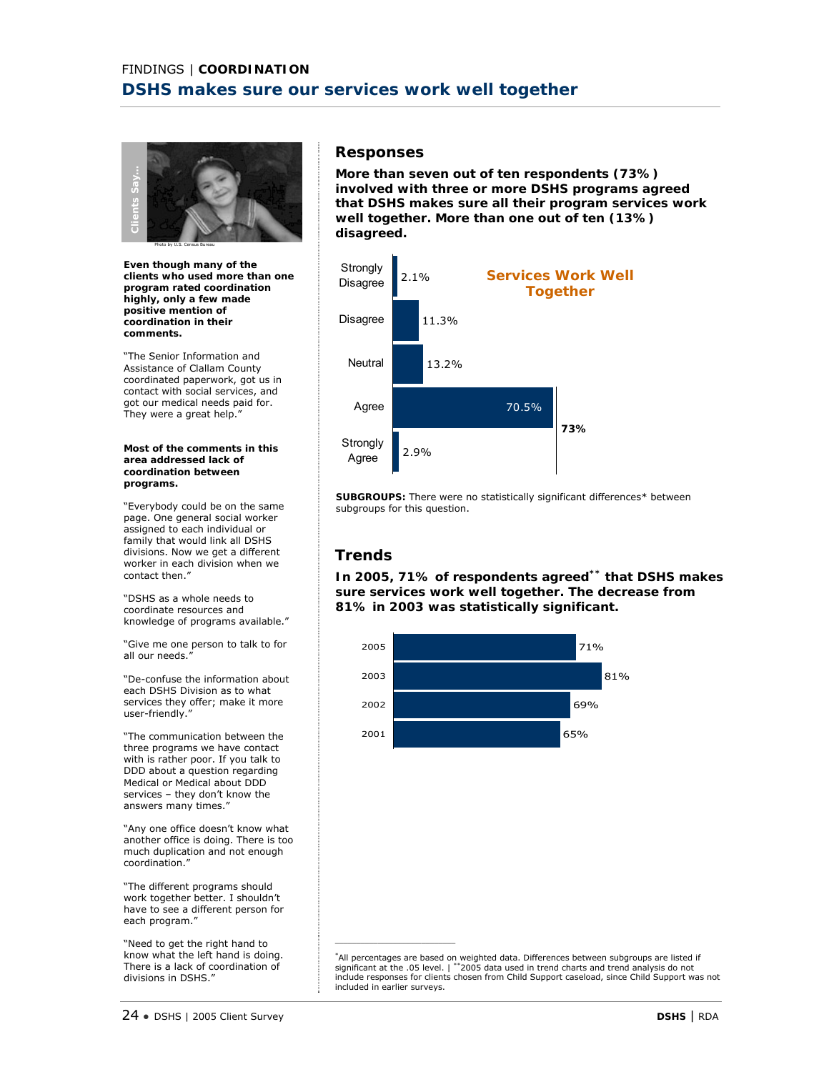FINDINGS | **COORDINATION**

# DSHS makes sure our services work well together

**Even though many of the clients who used more than one program rated coordination highly, only a few made positive mention of coordination in their comments.**

"The Senior Information and Assistance of Clallam County coordinated paperwork, got us in contact with social services, and got our medical needs paid for. They were a great help."

**Most of the comments in this area addressed lack of coordination between programs.**

"Everybody could be on the same page. One general social worker assigned to each individual or family that would link all DSHS divisions. Now we get a different worker in each division when we contact them."

"DSHS as a whole needs to coordinate resources and knowledge of programs available."

"Give me one person to talk to for all our needs."

"De-confuse the information about each DSHS Division as to what services they offer; make it more user-friendly."

"The communication between the three programs we have contact with is rather poor. If you talk to DDD about a question regarding Medical or Medical about DDD services – they don't know the answers many times."

"Any one office doesn't know what another office is doing. There is too much duplication and not enough coordination."

"The different programs should work together better. I shouldn't have to see a different person for each program."

"Need to get the right hand to know what the left hand is doing. There is a lack of coordination of divisions in DSHS."

## Responses

**More than seven out of ten respondents (73%) involved with three or more DSHS programs agreed that DSHS makes sure all their program services work well together. More than one out of ten (13%) disagreed.**

**Services Work Well Together**

| Response | Percent |
|---|---|
| Strongly Disagree | 2.1% |
| Disagree | 11.3% |
| Neutral | 13.2% |
| Agree | 70.5% |
| Strongly Agree | 2.9% |

Agree + Strongly Agree: **73%**

**SUBGROUPS:** There were no statistically significant differences* between subgroups for this question.

## Trends

**In 2005, 71% of respondents agreed** ** **that DSHS makes sure services work well together. The decrease from 81% in 2003 was statistically significant.**

| Year | Percent |
|---|---|
| 2005 | 71% |
| 2003 | 81% |
| 2002 | 69% |
| 2001 | 65% |

*All percentages are based on weighted data. Differences between subgroups are listed if significant at the .05 level. | **2005 data used in trend charts and trend analysis do not include responses for clients chosen from Child Support caseload, since Child Support was not included in earlier surveys.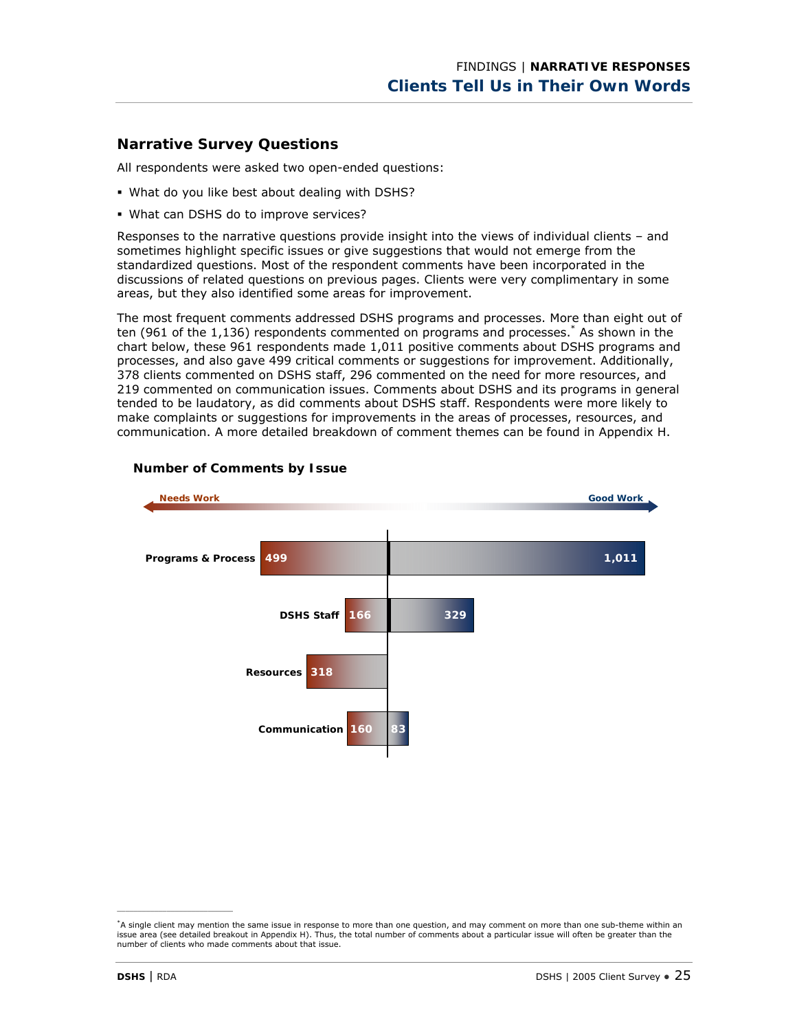FINDINGS | **NARRATIVE RESPONSES**

# Clients Tell Us in Their Own Words

## Narrative Survey Questions

All respondents were asked two open-ended questions:

- What do you like best about dealing with DSHS?
- What can DSHS do to improve services?

Responses to the narrative questions provide insight into the views of individual clients – and sometimes highlight specific issues or give suggestions that would not emerge from the standardized questions. Most of the respondent comments have been incorporated in the discussions of related questions on previous pages. Clients were very complimentary in some areas, but they also identified some areas for improvement.

The most frequent comments addressed DSHS programs and processes. More than eight out of ten (961 of the 1,136) respondents commented on programs and processes.* As shown in the chart below, these 961 respondents made 1,011 positive comments about DSHS programs and processes, and also gave 499 critical comments or suggestions for improvement. Additionally, 378 clients commented on DSHS staff, 296 commented on the need for more resources, and 219 commented on communication issues. Comments about DSHS and its programs in general tended to be laudatory, as did comments about DSHS staff. Respondents were more likely to make complaints or suggestions for improvements in the areas of processes, resources, and communication. A more detailed breakdown of comment themes can be found in Appendix H.

### Number of Comments by Issue

| Issue | Needs Work | Good Work |
|---|---|---|
| Programs & Process | 499 | 1,011 |
| DSHS Staff | 166 | 329 |
| Resources | 318 | |
| Communication | 160 | 83 |

*A single client may mention the same issue in response to more than one question, and may comment on more than one sub-theme within an issue area (see detailed breakout in Appendix H). Thus, the total number of comments about a particular issue will often be greater than the number of clients who made comments about that issue.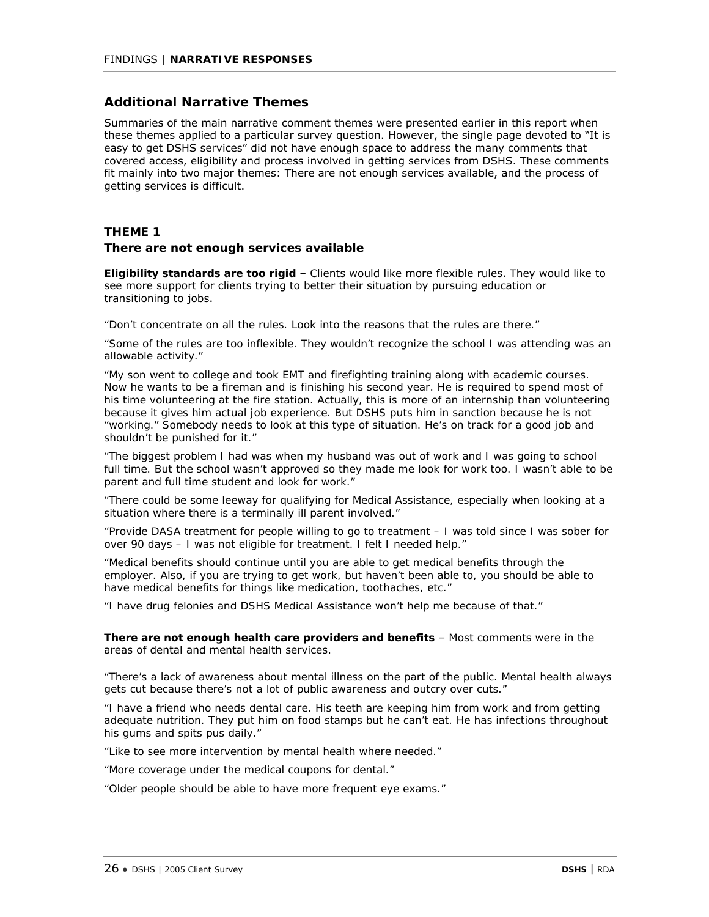## Additional Narrative Themes

Summaries of the main narrative comment themes were presented earlier in this report when these themes applied to a particular survey question. However, the single page devoted to "It is easy to get DSHS services" did not have enough space to address the many comments that covered access, eligibility and process involved in getting services from DSHS. These comments fit mainly into two major themes: There are not enough services available, and the process of getting services is difficult.

### THEME 1

### *There are not enough services available*

**Eligibility standards are too rigid** – Clients would like more flexible rules. They would like to see more support for clients trying to better their situation by pursuing education or transitioning to jobs.

"Don't concentrate on all the rules. Look into the reasons that the rules are there."

"Some of the rules are too inflexible. They wouldn't recognize the school I was attending was an allowable activity."

"My son went to college and took EMT and firefighting training along with academic courses. Now he wants to be a fireman and is finishing his second year. He is required to spend most of his time volunteering at the fire station. Actually, this is more of an internship than volunteering because it gives him actual job experience. But DSHS puts him in sanction because he is not "working." Somebody needs to look at this type of situation. He's on track for a good job and shouldn't be punished for it."

"The biggest problem I had was when my husband was out of work and I was going to school full time. But the school wasn't approved so they made me look for work too. I wasn't able to be parent and full time student and look for work."

"There could be some leeway for qualifying for Medical Assistance, especially when looking at a situation where there is a terminally ill parent involved."

"Provide DASA treatment for people willing to go to treatment – I was told since I was sober for over 90 days – I was not eligible for treatment. I felt I needed help."

"Medical benefits should continue until you are able to get medical benefits through the employer. Also, if you are trying to get work, but haven't been able to, you should be able to have medical benefits for things like medication, toothaches, etc."

"I have drug felonies and DSHS Medical Assistance won't help me because of that."

**There are not enough health care providers and benefits** – Most comments were in the areas of dental and mental health services.

"There's a lack of awareness about mental illness on the part of the public. Mental health always gets cut because there's not a lot of public awareness and outcry over cuts."

"I have a friend who needs dental care. His teeth are keeping him from work and from getting adequate nutrition. They put him on food stamps but he can't eat. He has infections throughout his gums and spits pus daily."

"Like to see more intervention by mental health where needed."

"More coverage under the medical coupons for dental."

"Older people should be able to have more frequent eye exams."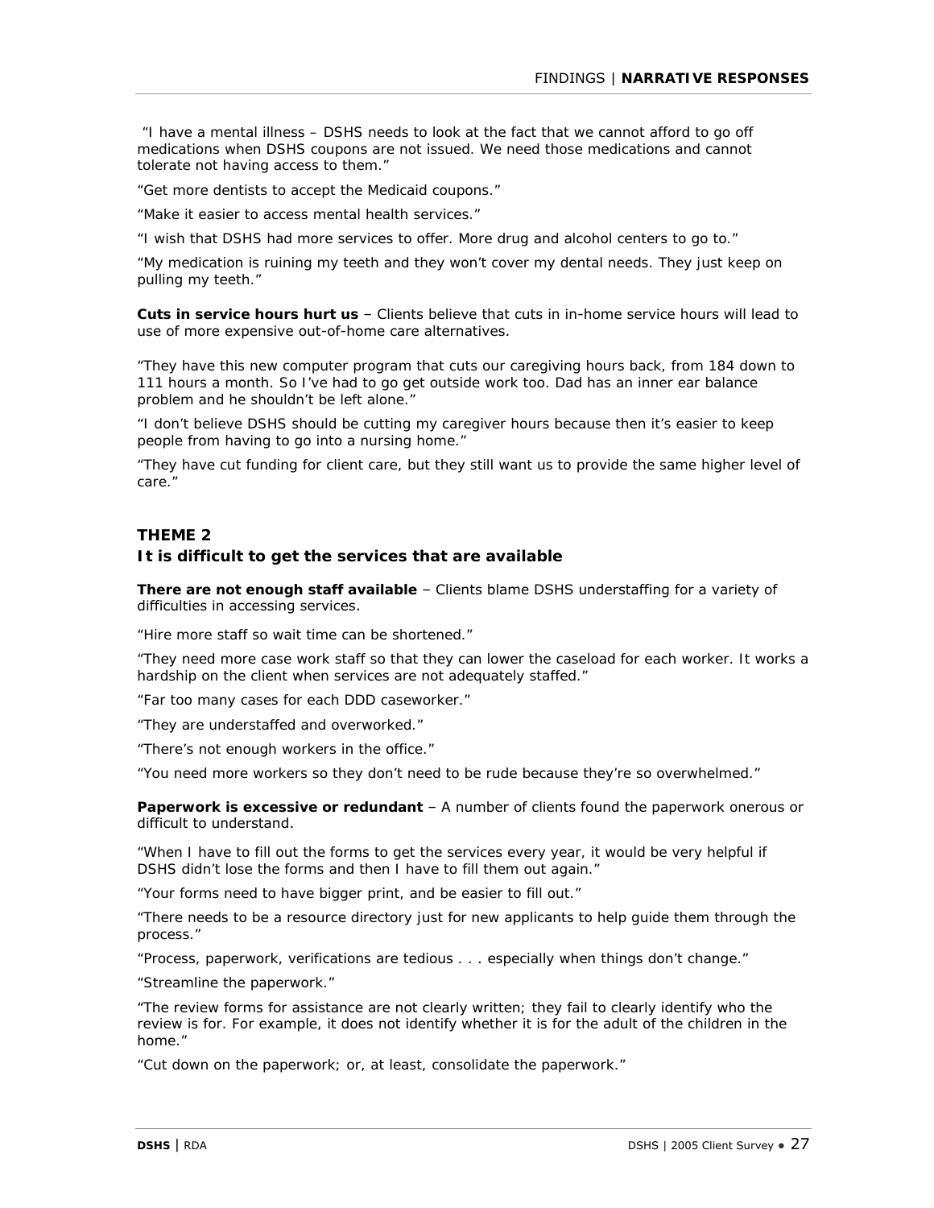"I have a mental illness – DSHS needs to look at the fact that we cannot afford to go off medications when DSHS coupons are not issued. We need those medications and cannot tolerate not having access to them."

"Get more dentists to accept the Medicaid coupons."

"Make it easier to access mental health services."

"I wish that DSHS had more services to offer. More drug and alcohol centers to go to."

"My medication is ruining my teeth and they won't cover my dental needs. They just keep on pulling my teeth."

**Cuts in service hours hurt us** – Clients believe that cuts in in-home service hours will lead to use of more expensive out-of-home care alternatives.

"They have this new computer program that cuts our caregiving hours back, from 184 down to 111 hours a month. So I've had to go get outside work too. Dad has an inner ear balance problem and he shouldn't be left alone."

"I don't believe DSHS should be cutting my caregiver hours because then it's easier to keep people from having to go into a nursing home."

"They have cut funding for client care, but they still want us to provide the same higher level of care."

### THEME 2
### It is difficult to get the services that are available

**There are not enough staff available** – Clients blame DSHS understaffing for a variety of difficulties in accessing services.

"Hire more staff so wait time can be shortened."

"They need more case work staff so that they can lower the caseload for each worker. It works a hardship on the client when services are not adequately staffed."

"Far too many cases for each DDD caseworker."

"They are understaffed and overworked."

"There's not enough workers in the office."

"You need more workers so they don't need to be rude because they're so overwhelmed."

**Paperwork is excessive or redundant** – A number of clients found the paperwork onerous or difficult to understand.

"When I have to fill out the forms to get the services every year, it would be very helpful if DSHS didn't lose the forms and then I have to fill them out again."

"Your forms need to have bigger print, and be easier to fill out."

"There needs to be a resource directory just for new applicants to help guide them through the process."

"Process, paperwork, verifications are tedious . . . especially when things don't change."

"Streamline the paperwork."

"The review forms for assistance are not clearly written; they fail to clearly identify who the review is for. For example, it does not identify whether it is for the adult of the children in the home."

"Cut down on the paperwork; or, at least, consolidate the paperwork."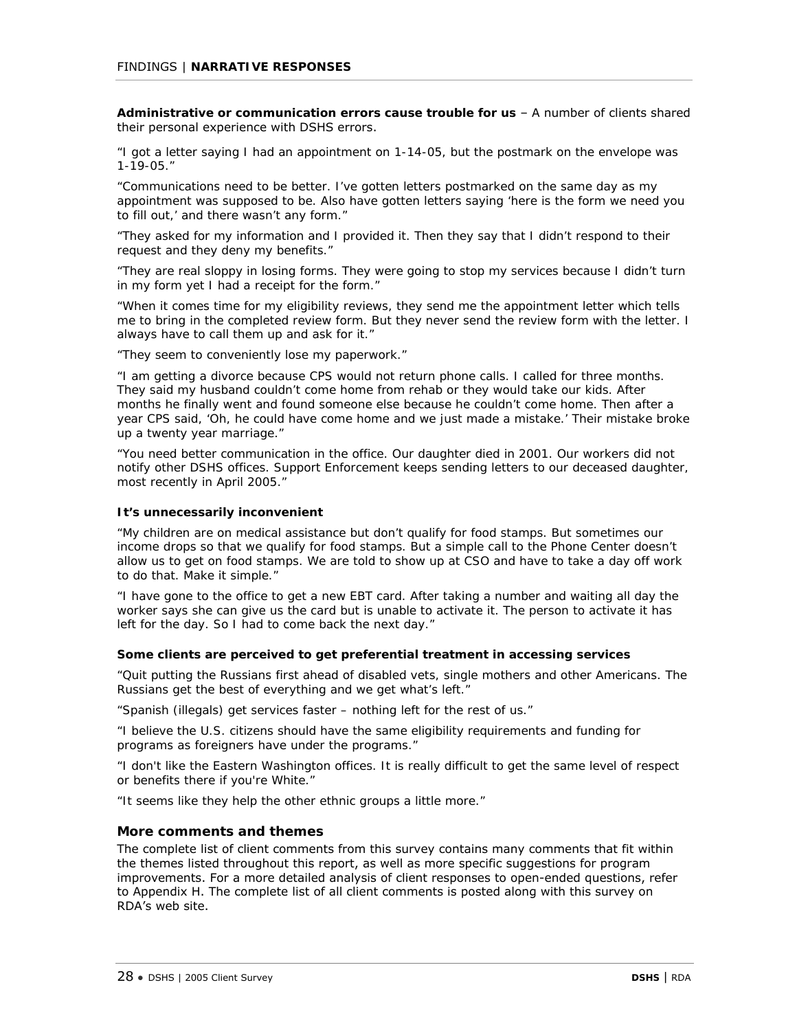**Administrative or communication errors cause trouble for us** – A number of clients shared their personal experience with DSHS errors.

"I got a letter saying I had an appointment on 1-14-05, but the postmark on the envelope was 1-19-05."

"Communications need to be better. I've gotten letters postmarked on the same day as my appointment was supposed to be. Also have gotten letters saying 'here is the form we need you to fill out,' and there wasn't any form."

"They asked for my information and I provided it. Then they say that I didn't respond to their request and they deny my benefits."

"They are real sloppy in losing forms. They were going to stop my services because I didn't turn in my form yet I had a receipt for the form."

"When it comes time for my eligibility reviews, they send me the appointment letter which tells me to bring in the completed review form. But they never send the review form with the letter. I always have to call them up and ask for it."

"They seem to conveniently lose my paperwork."

"I am getting a divorce because CPS would not return phone calls. I called for three months. They said my husband couldn't come home from rehab or they would take our kids. After months he finally went and found someone else because he couldn't come home. Then after a year CPS said, 'Oh, he could have come home and we just made a mistake.' Their mistake broke up a twenty year marriage."

"You need better communication in the office. Our daughter died in 2001. Our workers did not notify other DSHS offices. Support Enforcement keeps sending letters to our deceased daughter, most recently in April 2005."

**It's unnecessarily inconvenient**

"My children are on medical assistance but don't qualify for food stamps. But sometimes our income drops so that we qualify for food stamps. But a simple call to the Phone Center doesn't allow us to get on food stamps. We are told to show up at CSO and have to take a day off work to do that. Make it simple."

"I have gone to the office to get a new EBT card. After taking a number and waiting all day the worker says she can give us the card but is unable to activate it. The person to activate it has left for the day. So I had to come back the next day."

**Some clients are perceived to get preferential treatment in accessing services**

"Quit putting the Russians first ahead of disabled vets, single mothers and other Americans. The Russians get the best of everything and we get what's left."

"Spanish (illegals) get services faster – nothing left for the rest of us."

"I believe the U.S. citizens should have the same eligibility requirements and funding for programs as foreigners have under the programs."

"I don't like the Eastern Washington offices. It is really difficult to get the same level of respect or benefits there if you're White."

"It seems like they help the other ethnic groups a little more."

### More comments and themes

The complete list of client comments from this survey contains many comments that fit within the themes listed throughout this report, as well as more specific suggestions for program improvements. For a more detailed analysis of client responses to open-ended questions, refer to Appendix H. The complete list of all client comments is posted along with this survey on RDA's web site.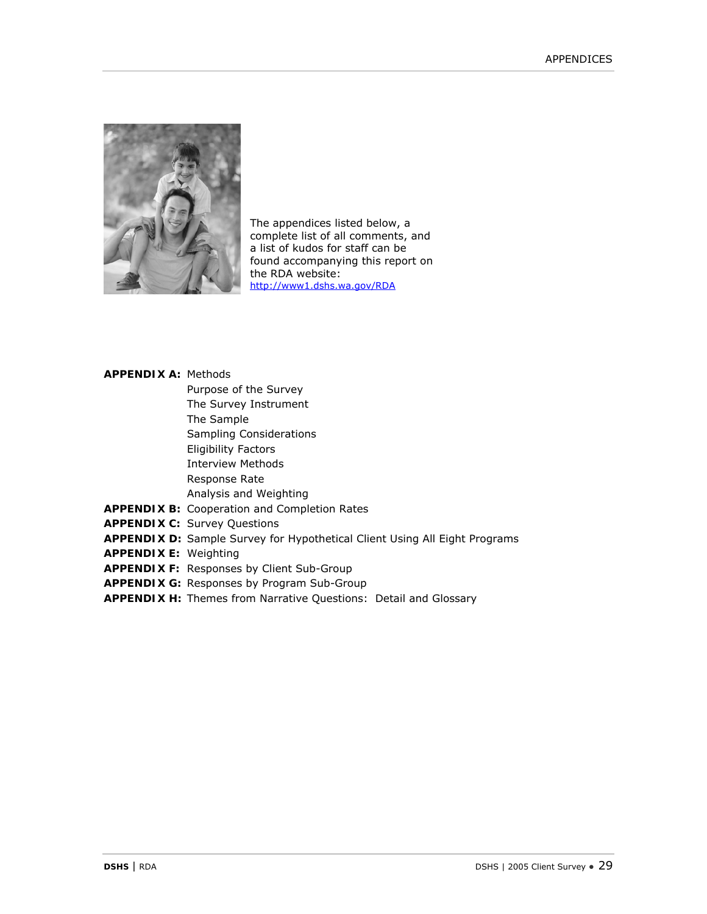The appendices listed below, a complete list of all comments, and a list of kudos for staff can be found accompanying this report on the RDA website: http://www1.dshs.wa.gov/RDA

**APPENDIX A:** Methods
- Purpose of the Survey
- The Survey Instrument
- The Sample
- Sampling Considerations
- Eligibility Factors
- Interview Methods
- Response Rate
- Analysis and Weighting

**APPENDIX B:** Cooperation and Completion Rates

**APPENDIX C:** Survey Questions

**APPENDIX D:** Sample Survey for Hypothetical Client Using All Eight Programs

**APPENDIX E:** Weighting

**APPENDIX F:** Responses by Client Sub-Group

**APPENDIX G:** Responses by Program Sub-Group

**APPENDIX H:** Themes from Narrative Questions: Detail and Glossary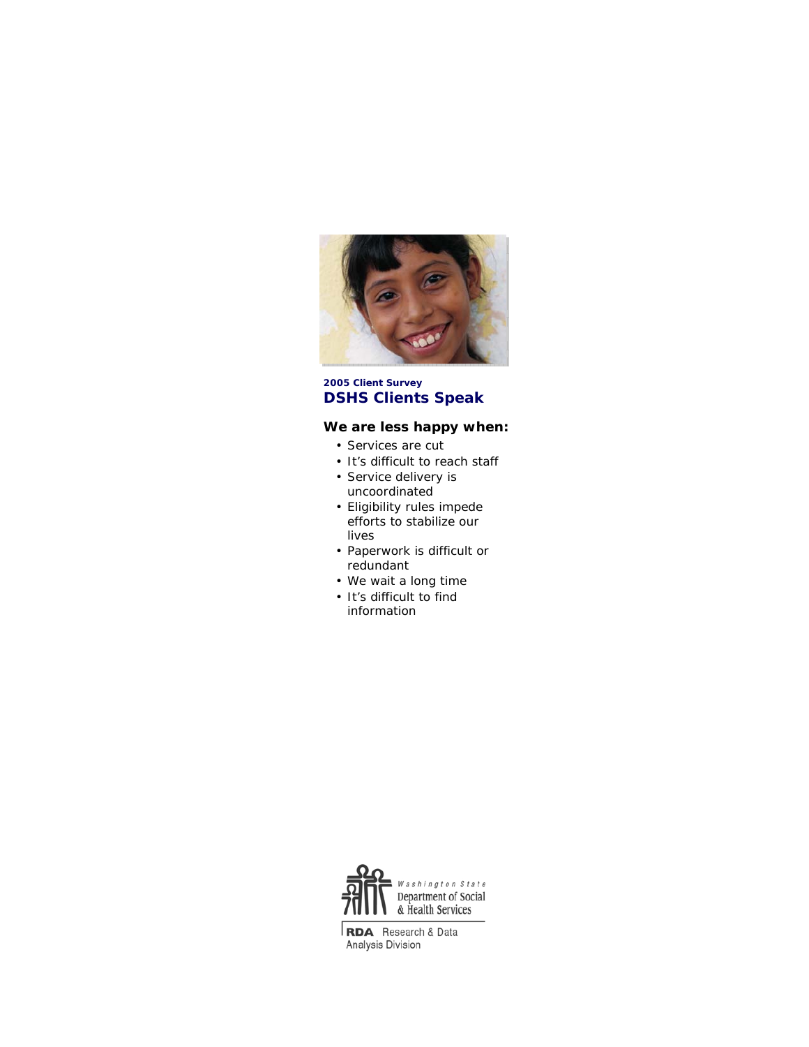**2005 Client Survey**

## DSHS Clients Speak

### We are less happy when:

- Services are cut
- It's difficult to reach staff
- Service delivery is uncoordinated
- Eligibility rules impede efforts to stabilize our lives
- Paperwork is difficult or redundant
- We wait a long time
- It's difficult to find information

Washington State Department of Social & Health Services

RDA Research & Data Analysis Division